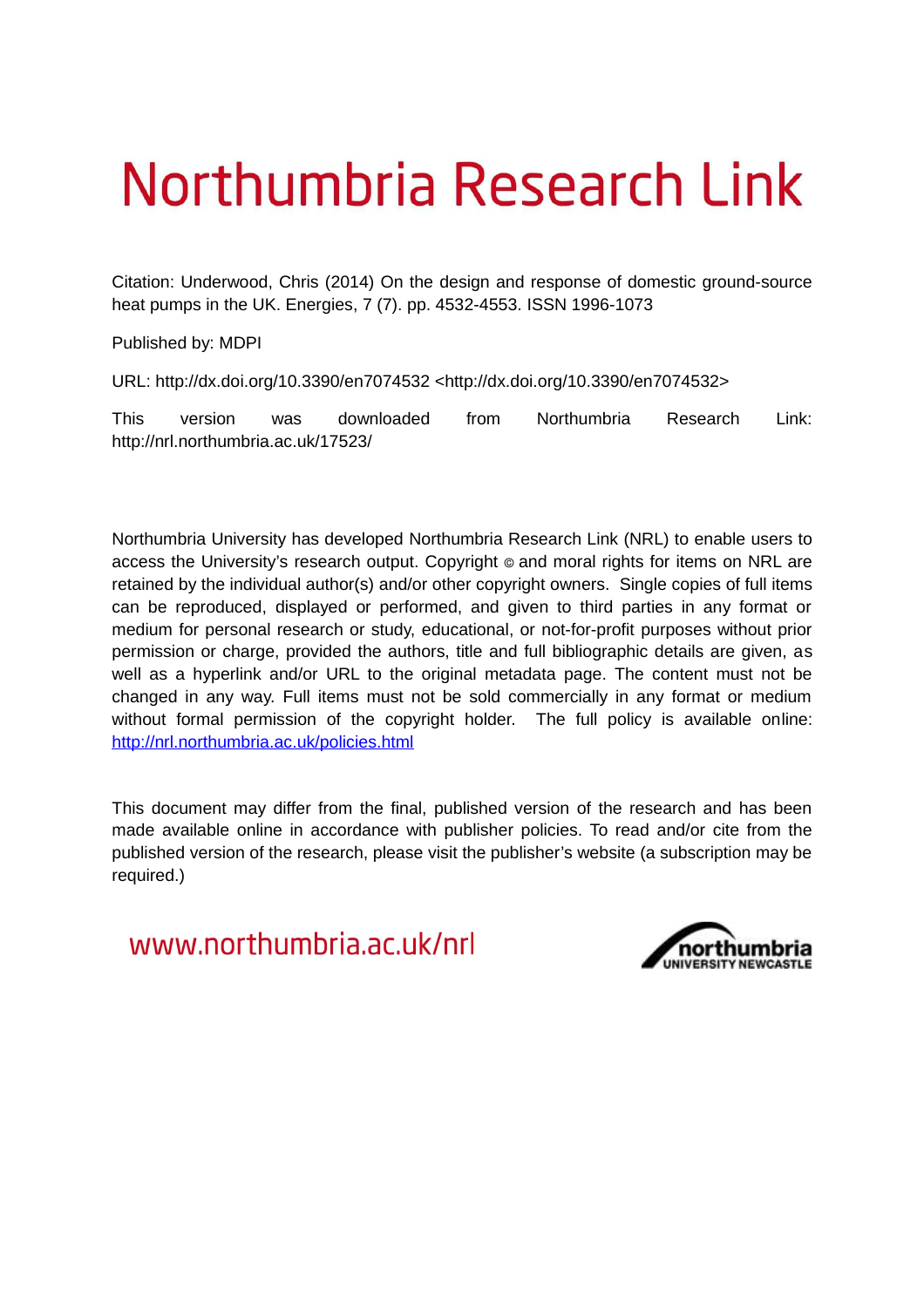# Northumbria Research Link

Citation: Underwood, Chris (2014) On the design and response of domestic ground-source heat pumps in the UK. Energies, 7 (7). pp. 4532-4553. ISSN 1996-1073

Published by: MDPI

URL: http://dx.doi.org/10.3390/en7074532 <http://dx.doi.org/10.3390/en7074532>

This version was downloaded from Northumbria Research Link: http://nrl.northumbria.ac.uk/17523/

Northumbria University has developed Northumbria Research Link (NRL) to enable users to access the University's research output. Copyright © and moral rights for items on NRL are retained by the individual author(s) and/or other copyright owners. Single copies of full items can be reproduced, displayed or performed, and given to third parties in any format or medium for personal research or study, educational, or not-for-profit purposes without prior permission or charge, provided the authors, title and full bibliographic details are given, as well as a hyperlink and/or URL to the original metadata page. The content must not be changed in any way. Full items must not be sold commercially in any format or medium without formal permission of the copyright holder. The full policy is available online: http://nrl.northumbria.ac.uk/policies.html

This document may differ from the final, published version of the research and has been made available online in accordance with publisher policies. To read and/or cite from the published version of the research, please visit the publisher's website (a subscription may be required.)

www.northumbria.ac.uk/nrl

northumbria UNIVERSITY NEWCASTLE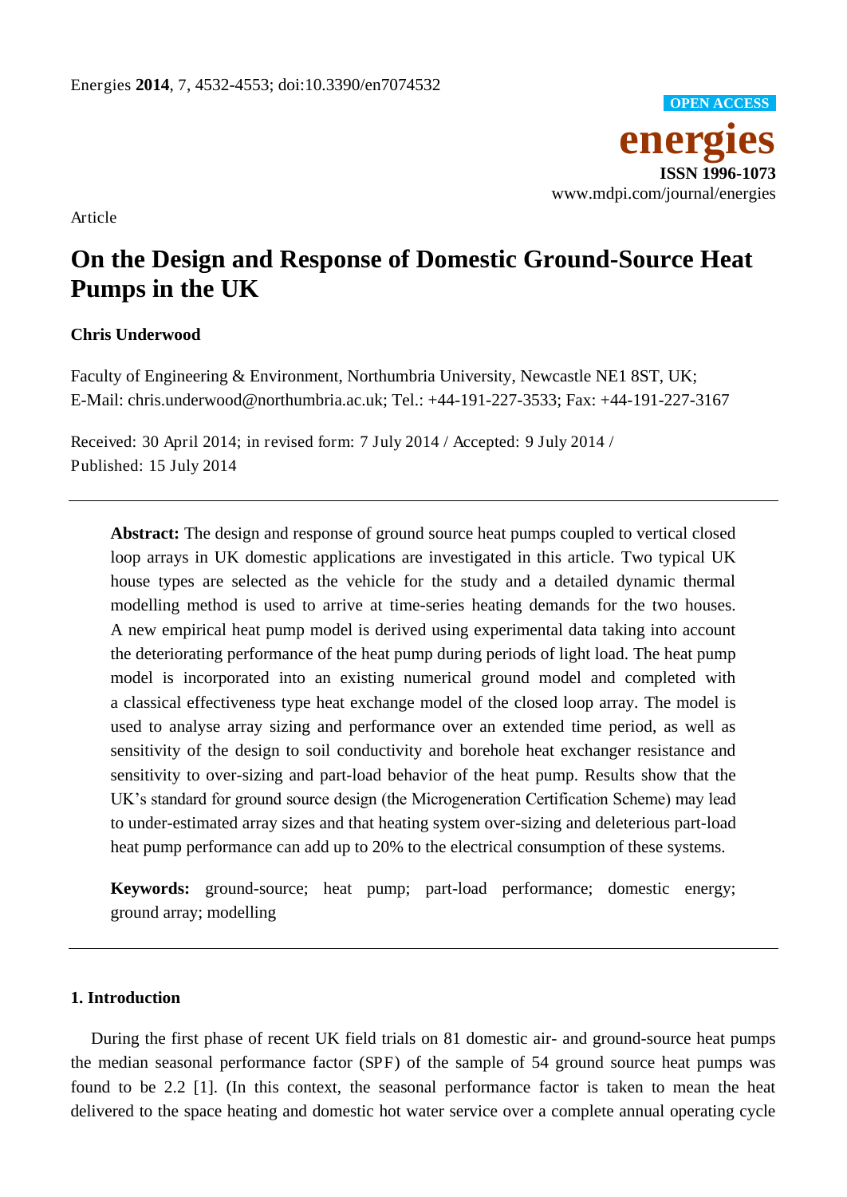Article

# On the Design and Response of Domestic Ground-Source Heat Pumps in the UK

**Chris Underwood**

Faculty of Engineering & Environment, Northumbria University, Newcastle NE1 8ST, UK; E-Mail: chris.underwood@northumbria.ac.uk; Tel.: +44-191-227-3533; Fax: +44-191-227-3167

Received: 30 April 2014; in revised form: 7 July 2014 / Accepted: 9 July 2014 / Published: 15 July 2014

**Abstract:** The design and response of ground source heat pumps coupled to vertical closed loop arrays in UK domestic applications are investigated in this article. Two typical UK house types are selected as the vehicle for the study and a detailed dynamic thermal modelling method is used to arrive at time-series heating demands for the two houses. A new empirical heat pump model is derived using experimental data taking into account the deteriorating performance of the heat pump during periods of light load. The heat pump model is incorporated into an existing numerical ground model and completed with a classical effectiveness type heat exchange model of the closed loop array. The model is used to analyse array sizing and performance over an extended time period, as well as sensitivity of the design to soil conductivity and borehole heat exchanger resistance and sensitivity to over-sizing and part-load behavior of the heat pump. Results show that the UK's standard for ground source design (the Microgeneration Certification Scheme) may lead to under-estimated array sizes and that heating system over-sizing and deleterious part-load heat pump performance can add up to 20% to the electrical consumption of these systems.

**Keywords:** ground-source; heat pump; part-load performance; domestic energy; ground array; modelling

## 1. Introduction

During the first phase of recent UK field trials on 81 domestic air- and ground-source heat pumps the median seasonal performance factor (SPF) of the sample of 54 ground source heat pumps was found to be 2.2 [1]. (In this context, the seasonal performance factor is taken to mean the heat delivered to the space heating and domestic hot water service over a complete annual operating cycle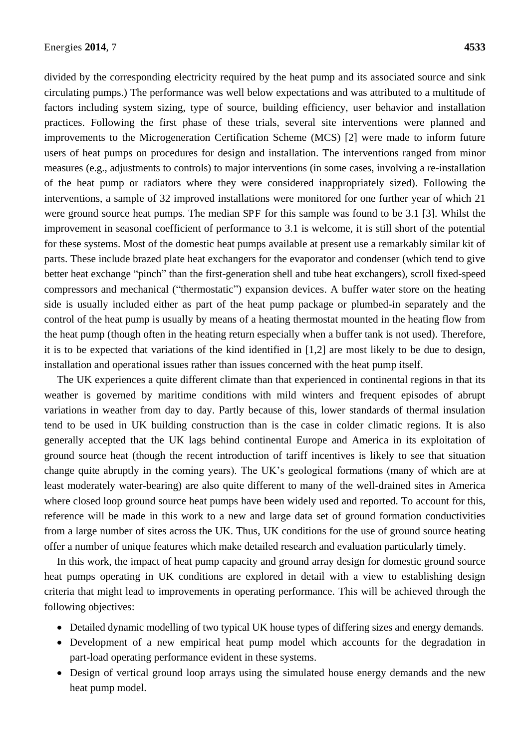divided by the corresponding electricity required by the heat pump and its associated source and sink circulating pumps.) The performance was well below expectations and was attributed to a multitude of factors including system sizing, type of source, building efficiency, user behavior and installation practices. Following the first phase of these trials, several site interventions were planned and improvements to the Microgeneration Certification Scheme (MCS) [2] were made to inform future users of heat pumps on procedures for design and installation. The interventions ranged from minor measures (e.g., adjustments to controls) to major interventions (in some cases, involving a re-installation of the heat pump or radiators where they were considered inappropriately sized). Following the interventions, a sample of 32 improved installations were monitored for one further year of which 21 were ground source heat pumps. The median SPF for this sample was found to be 3.1 [3]. Whilst the improvement in seasonal coefficient of performance to 3.1 is welcome, it is still short of the potential for these systems. Most of the domestic heat pumps available at present use a remarkably similar kit of parts. These include brazed plate heat exchangers for the evaporator and condenser (which tend to give better heat exchange "pinch" than the first-generation shell and tube heat exchangers), scroll fixed-speed compressors and mechanical ("thermostatic") expansion devices. A buffer water store on the heating side is usually included either as part of the heat pump package or plumbed-in separately and the control of the heat pump is usually by means of a heating thermostat mounted in the heating flow from the heat pump (though often in the heating return especially when a buffer tank is not used). Therefore, it is to be expected that variations of the kind identified in [1,2] are most likely to be due to design, installation and operational issues rather than issues concerned with the heat pump itself.

The UK experiences a quite different climate than that experienced in continental regions in that its weather is governed by maritime conditions with mild winters and frequent episodes of abrupt variations in weather from day to day. Partly because of this, lower standards of thermal insulation tend to be used in UK building construction than is the case in colder climatic regions. It is also generally accepted that the UK lags behind continental Europe and America in its exploitation of ground source heat (though the recent introduction of tariff incentives is likely to see that situation change quite abruptly in the coming years). The UK's geological formations (many of which are at least moderately water-bearing) are also quite different to many of the well-drained sites in America where closed loop ground source heat pumps have been widely used and reported. To account for this, reference will be made in this work to a new and large data set of ground formation conductivities from a large number of sites across the UK. Thus, UK conditions for the use of ground source heating offer a number of unique features which make detailed research and evaluation particularly timely.

In this work, the impact of heat pump capacity and ground array design for domestic ground source heat pumps operating in UK conditions are explored in detail with a view to establishing design criteria that might lead to improvements in operating performance. This will be achieved through the following objectives:

- Detailed dynamic modelling of two typical UK house types of differing sizes and energy demands.
- Development of a new empirical heat pump model which accounts for the degradation in part-load operating performance evident in these systems.
- Design of vertical ground loop arrays using the simulated house energy demands and the new heat pump model.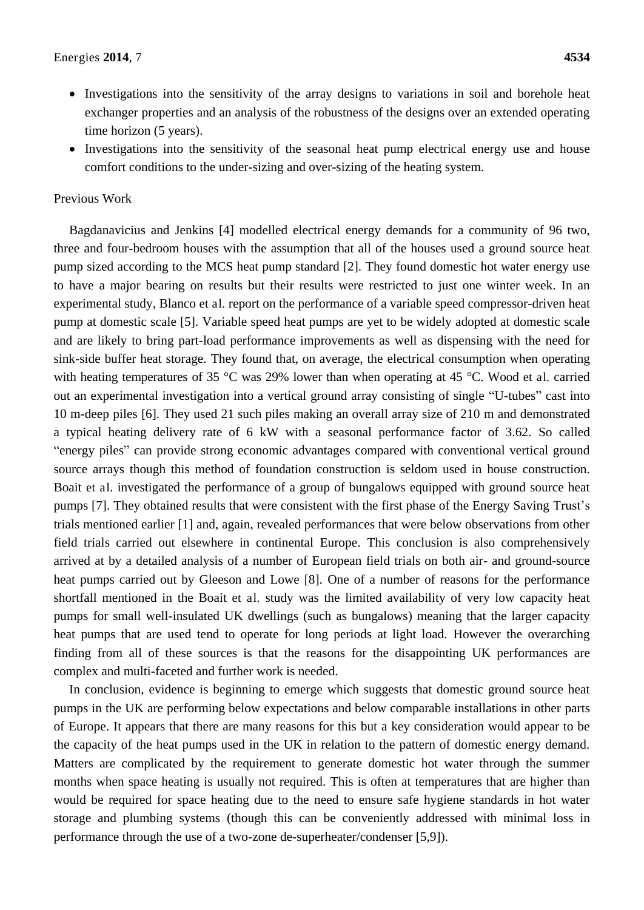- Investigations into the sensitivity of the array designs to variations in soil and borehole heat exchanger properties and an analysis of the robustness of the designs over an extended operating time horizon (5 years).
- Investigations into the sensitivity of the seasonal heat pump electrical energy use and house comfort conditions to the under-sizing and over-sizing of the heating system.

Previous Work

Bagdanavicius and Jenkins [4] modelled electrical energy demands for a community of 96 two, three and four-bedroom houses with the assumption that all of the houses used a ground source heat pump sized according to the MCS heat pump standard [2]. They found domestic hot water energy use to have a major bearing on results but their results were restricted to just one winter week. In an experimental study, Blanco et al. report on the performance of a variable speed compressor-driven heat pump at domestic scale [5]. Variable speed heat pumps are yet to be widely adopted at domestic scale and are likely to bring part-load performance improvements as well as dispensing with the need for sink-side buffer heat storage. They found that, on average, the electrical consumption when operating with heating temperatures of 35 °C was 29% lower than when operating at 45 °C. Wood et al. carried out an experimental investigation into a vertical ground array consisting of single "U-tubes" cast into 10 m-deep piles [6]. They used 21 such piles making an overall array size of 210 m and demonstrated a typical heating delivery rate of 6 kW with a seasonal performance factor of 3.62. So called "energy piles" can provide strong economic advantages compared with conventional vertical ground source arrays though this method of foundation construction is seldom used in house construction. Boait et al. investigated the performance of a group of bungalows equipped with ground source heat pumps [7]. They obtained results that were consistent with the first phase of the Energy Saving Trust's trials mentioned earlier [1] and, again, revealed performances that were below observations from other field trials carried out elsewhere in continental Europe. This conclusion is also comprehensively arrived at by a detailed analysis of a number of European field trials on both air- and ground-source heat pumps carried out by Gleeson and Lowe [8]. One of a number of reasons for the performance shortfall mentioned in the Boait et al. study was the limited availability of very low capacity heat pumps for small well-insulated UK dwellings (such as bungalows) meaning that the larger capacity heat pumps that are used tend to operate for long periods at light load. However the overarching finding from all of these sources is that the reasons for the disappointing UK performances are complex and multi-faceted and further work is needed.

In conclusion, evidence is beginning to emerge which suggests that domestic ground source heat pumps in the UK are performing below expectations and below comparable installations in other parts of Europe. It appears that there are many reasons for this but a key consideration would appear to be the capacity of the heat pumps used in the UK in relation to the pattern of domestic energy demand. Matters are complicated by the requirement to generate domestic hot water through the summer months when space heating is usually not required. This is often at temperatures that are higher than would be required for space heating due to the need to ensure safe hygiene standards in hot water storage and plumbing systems (though this can be conveniently addressed with minimal loss in performance through the use of a two-zone de-superheater/condenser [5,9]).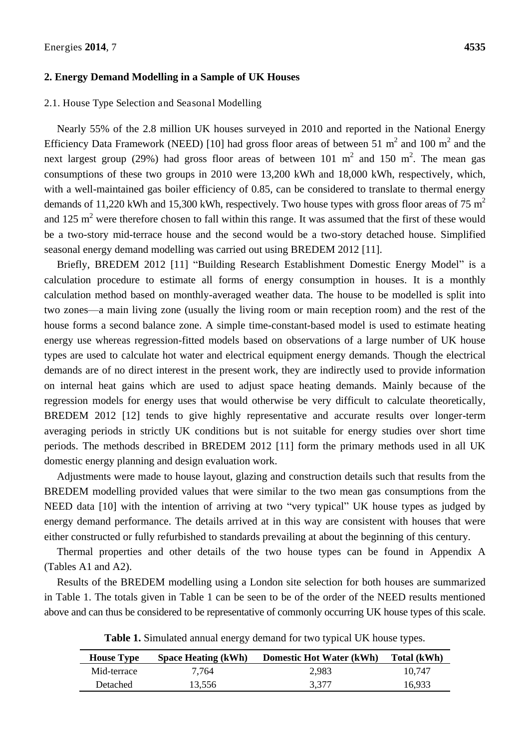## 2. Energy Demand Modelling in a Sample of UK Houses

### 2.1. House Type Selection and Seasonal Modelling

Nearly 55% of the 2.8 million UK houses surveyed in 2010 and reported in the National Energy Efficiency Data Framework (NEED) [10] had gross floor areas of between 51 $m^2$ and 100 $m^2$ and the next largest group (29%) had gross floor areas of between 101 $m^2$ and 150 $m^2$. The mean gas consumptions of these two groups in 2010 were 13,200 kWh and 18,000 kWh, respectively, which, with a well-maintained gas boiler efficiency of 0.85, can be considered to translate to thermal energy demands of 11,220 kWh and 15,300 kWh, respectively. Two house types with gross floor areas of 75 $m^2$ and 125 $m^2$ were therefore chosen to fall within this range. It was assumed that the first of these would be a two-story mid-terrace house and the second would be a two-story detached house. Simplified seasonal energy demand modelling was carried out using BREDEM 2012 [11].

Briefly, BREDEM 2012 [11] "Building Research Establishment Domestic Energy Model" is a calculation procedure to estimate all forms of energy consumption in houses. It is a monthly calculation method based on monthly-averaged weather data. The house to be modelled is split into two zones—a main living zone (usually the living room or main reception room) and the rest of the house forms a second balance zone. A simple time-constant-based model is used to estimate heating energy use whereas regression-fitted models based on observations of a large number of UK house types are used to calculate hot water and electrical equipment energy demands. Though the electrical demands are of no direct interest in the present work, they are indirectly used to provide information on internal heat gains which are used to adjust space heating demands. Mainly because of the regression models for energy uses that would otherwise be very difficult to calculate theoretically, BREDEM 2012 [12] tends to give highly representative and accurate results over longer-term averaging periods in strictly UK conditions but is not suitable for energy studies over short time periods. The methods described in BREDEM 2012 [11] form the primary methods used in all UK domestic energy planning and design evaluation work.

Adjustments were made to house layout, glazing and construction details such that results from the BREDEM modelling provided values that were similar to the two mean gas consumptions from the NEED data [10] with the intention of arriving at two "very typical" UK house types as judged by energy demand performance. The details arrived at in this way are consistent with houses that were either constructed or fully refurbished to standards prevailing at about the beginning of this century.

Thermal properties and other details of the two house types can be found in Appendix A (Tables A1 and A2).

Results of the BREDEM modelling using a London site selection for both houses are summarized in Table 1. The totals given in Table 1 can be seen to be of the order of the NEED results mentioned above and can thus be considered to be representative of commonly occurring UK house types of this scale.

**Table 1.** Simulated annual energy demand for two typical UK house types.

| House Type | Space Heating (kWh) | Domestic Hot Water (kWh) | Total (kWh) |
|---|---|---|---|
| Mid-terrace | 7,764 | 2,983 | 10,747 |
| Detached | 13,556 | 3,377 | 16,933 |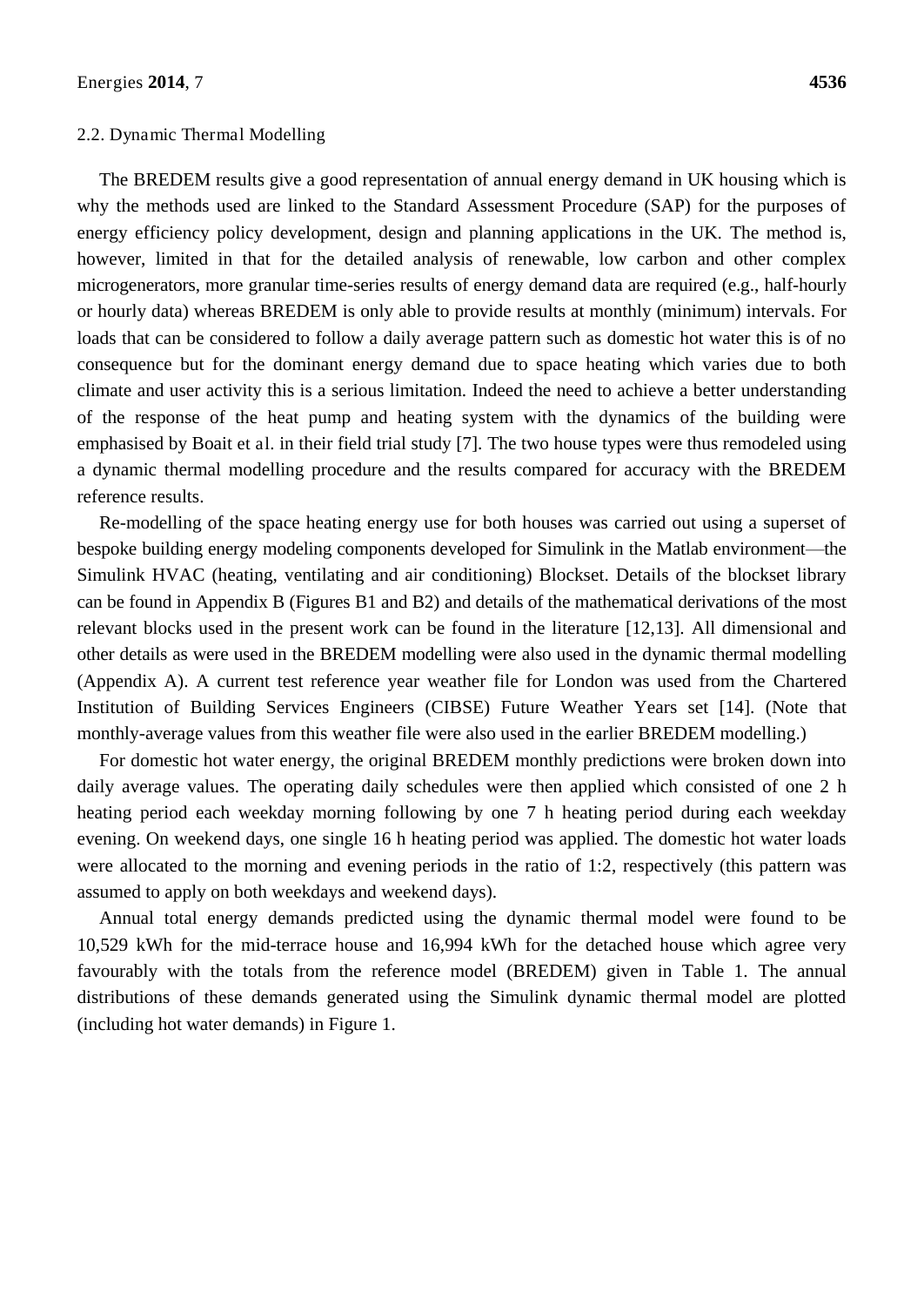### 2.2. Dynamic Thermal Modelling

The BREDEM results give a good representation of annual energy demand in UK housing which is why the methods used are linked to the Standard Assessment Procedure (SAP) for the purposes of energy efficiency policy development, design and planning applications in the UK. The method is, however, limited in that for the detailed analysis of renewable, low carbon and other complex microgenerators, more granular time-series results of energy demand data are required (e.g., half-hourly or hourly data) whereas BREDEM is only able to provide results at monthly (minimum) intervals. For loads that can be considered to follow a daily average pattern such as domestic hot water this is of no consequence but for the dominant energy demand due to space heating which varies due to both climate and user activity this is a serious limitation. Indeed the need to achieve a better understanding of the response of the heat pump and heating system with the dynamics of the building were emphasised by Boait et al. in their field trial study [7]. The two house types were thus remodeled using a dynamic thermal modelling procedure and the results compared for accuracy with the BREDEM reference results.

Re-modelling of the space heating energy use for both houses was carried out using a superset of bespoke building energy modeling components developed for Simulink in the Matlab environment—the Simulink HVAC (heating, ventilating and air conditioning) Blockset. Details of the blockset library can be found in Appendix B (Figures B1 and B2) and details of the mathematical derivations of the most relevant blocks used in the present work can be found in the literature [12,13]. All dimensional and other details as were used in the BREDEM modelling were also used in the dynamic thermal modelling (Appendix A). A current test reference year weather file for London was used from the Chartered Institution of Building Services Engineers (CIBSE) Future Weather Years set [14]. (Note that monthly-average values from this weather file were also used in the earlier BREDEM modelling.)

For domestic hot water energy, the original BREDEM monthly predictions were broken down into daily average values. The operating daily schedules were then applied which consisted of one 2 h heating period each weekday morning following by one 7 h heating period during each weekday evening. On weekend days, one single 16 h heating period was applied. The domestic hot water loads were allocated to the morning and evening periods in the ratio of 1:2, respectively (this pattern was assumed to apply on both weekdays and weekend days).

Annual total energy demands predicted using the dynamic thermal model were found to be 10,529 kWh for the mid-terrace house and 16,994 kWh for the detached house which agree very favourably with the totals from the reference model (BREDEM) given in Table 1. The annual distributions of these demands generated using the Simulink dynamic thermal model are plotted (including hot water demands) in Figure 1.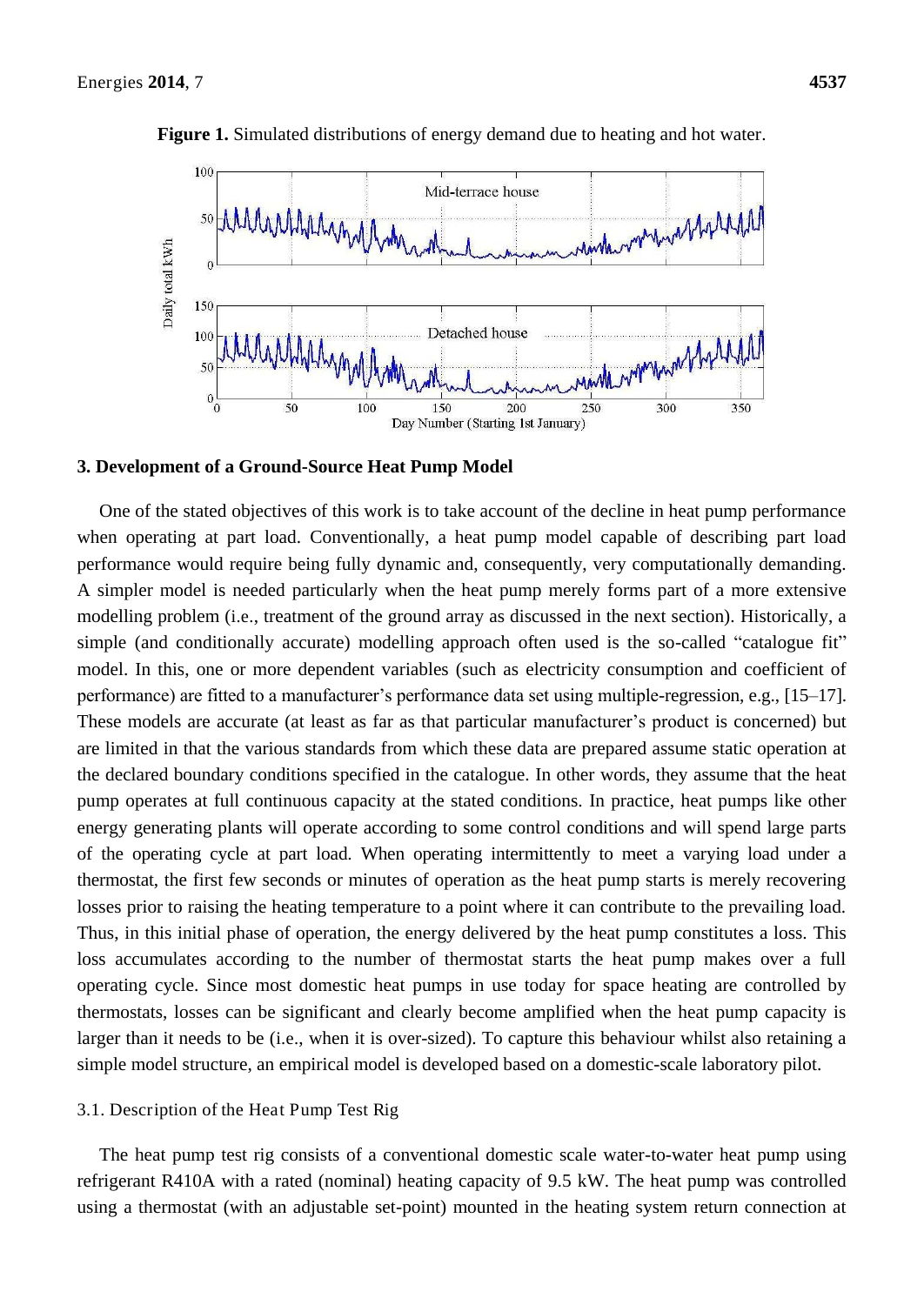**Figure 1.** Simulated distributions of energy demand due to heating and hot water.

Mid-terrace house

Detached house

Daily total kWh

Day Number (Starting 1st January)

0 50 100 150 200 250 300 350

## 3. Development of a Ground-Source Heat Pump Model

One of the stated objectives of this work is to take account of the decline in heat pump performance when operating at part load. Conventionally, a heat pump model capable of describing part load performance would require being fully dynamic and, consequently, very computationally demanding. A simpler model is needed particularly when the heat pump merely forms part of a more extensive modelling problem (i.e., treatment of the ground array as discussed in the next section). Historically, a simple (and conditionally accurate) modelling approach often used is the so-called "catalogue fit" model. In this, one or more dependent variables (such as electricity consumption and coefficient of performance) are fitted to a manufacturer's performance data set using multiple-regression, e.g., [15–17]. These models are accurate (at least as far as that particular manufacturer's product is concerned) but are limited in that the various standards from which these data are prepared assume static operation at the declared boundary conditions specified in the catalogue. In other words, they assume that the heat pump operates at full continuous capacity at the stated conditions. In practice, heat pumps like other energy generating plants will operate according to some control conditions and will spend large parts of the operating cycle at part load. When operating intermittently to meet a varying load under a thermostat, the first few seconds or minutes of operation as the heat pump starts is merely recovering losses prior to raising the heating temperature to a point where it can contribute to the prevailing load. Thus, in this initial phase of operation, the energy delivered by the heat pump constitutes a loss. This loss accumulates according to the number of thermostat starts the heat pump makes over a full operating cycle. Since most domestic heat pumps in use today for space heating are controlled by thermostats, losses can be significant and clearly become amplified when the heat pump capacity is larger than it needs to be (i.e., when it is over-sized). To capture this behaviour whilst also retaining a simple model structure, an empirical model is developed based on a domestic-scale laboratory pilot.

### 3.1. Description of the Heat Pump Test Rig

The heat pump test rig consists of a conventional domestic scale water-to-water heat pump using refrigerant R410A with a rated (nominal) heating capacity of 9.5 kW. The heat pump was controlled using a thermostat (with an adjustable set-point) mounted in the heating system return connection at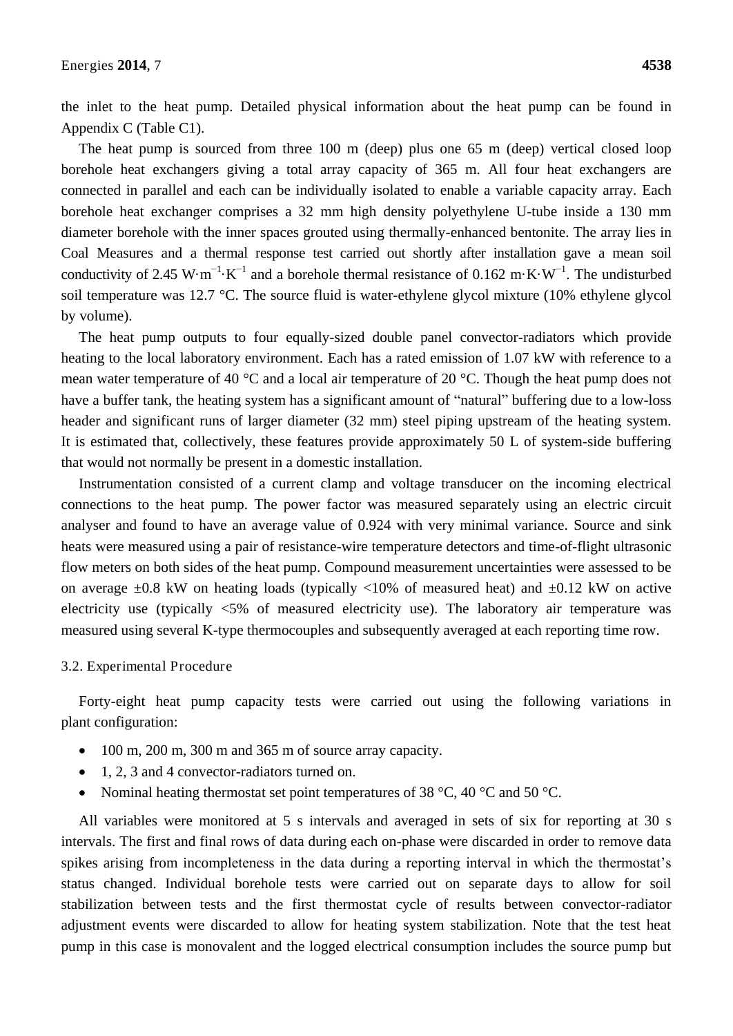the inlet to the heat pump. Detailed physical information about the heat pump can be found in Appendix C (Table C1).

The heat pump is sourced from three 100 m (deep) plus one 65 m (deep) vertical closed loop borehole heat exchangers giving a total array capacity of 365 m. All four heat exchangers are connected in parallel and each can be individually isolated to enable a variable capacity array. Each borehole heat exchanger comprises a 32 mm high density polyethylene U-tube inside a 130 mm diameter borehole with the inner spaces grouted using thermally-enhanced bentonite. The array lies in Coal Measures and a thermal response test carried out shortly after installation gave a mean soil conductivity of 2.45 $W \cdot m^{-1} \cdot K^{-1}$ and a borehole thermal resistance of 0.162 $m \cdot K \cdot W^{-1}$. The undisturbed soil temperature was 12.7 °C. The source fluid is water-ethylene glycol mixture (10% ethylene glycol by volume).

The heat pump outputs to four equally-sized double panel convector-radiators which provide heating to the local laboratory environment. Each has a rated emission of 1.07 kW with reference to a mean water temperature of 40 °C and a local air temperature of 20 °C. Though the heat pump does not have a buffer tank, the heating system has a significant amount of "natural" buffering due to a low-loss header and significant runs of larger diameter (32 mm) steel piping upstream of the heating system. It is estimated that, collectively, these features provide approximately 50 L of system-side buffering that would not normally be present in a domestic installation.

Instrumentation consisted of a current clamp and voltage transducer on the incoming electrical connections to the heat pump. The power factor was measured separately using an electric circuit analyser and found to have an average value of 0.924 with very minimal variance. Source and sink heats were measured using a pair of resistance-wire temperature detectors and time-of-flight ultrasonic flow meters on both sides of the heat pump. Compound measurement uncertainties were assessed to be on average ±0.8 kW on heating loads (typically <10% of measured heat) and ±0.12 kW on active electricity use (typically <5% of measured electricity use). The laboratory air temperature was measured using several K-type thermocouples and subsequently averaged at each reporting time row.

### 3.2. Experimental Procedure

Forty-eight heat pump capacity tests were carried out using the following variations in plant configuration:

- 100 m, 200 m, 300 m and 365 m of source array capacity.
- 1, 2, 3 and 4 convector-radiators turned on.
- Nominal heating thermostat set point temperatures of 38 °C, 40 °C and 50 °C.

All variables were monitored at 5 s intervals and averaged in sets of six for reporting at 30 s intervals. The first and final rows of data during each on-phase were discarded in order to remove data spikes arising from incompleteness in the data during a reporting interval in which the thermostat's status changed. Individual borehole tests were carried out on separate days to allow for soil stabilization between tests and the first thermostat cycle of results between convector-radiator adjustment events were discarded to allow for heating system stabilization. Note that the test heat pump in this case is monovalent and the logged electrical consumption includes the source pump but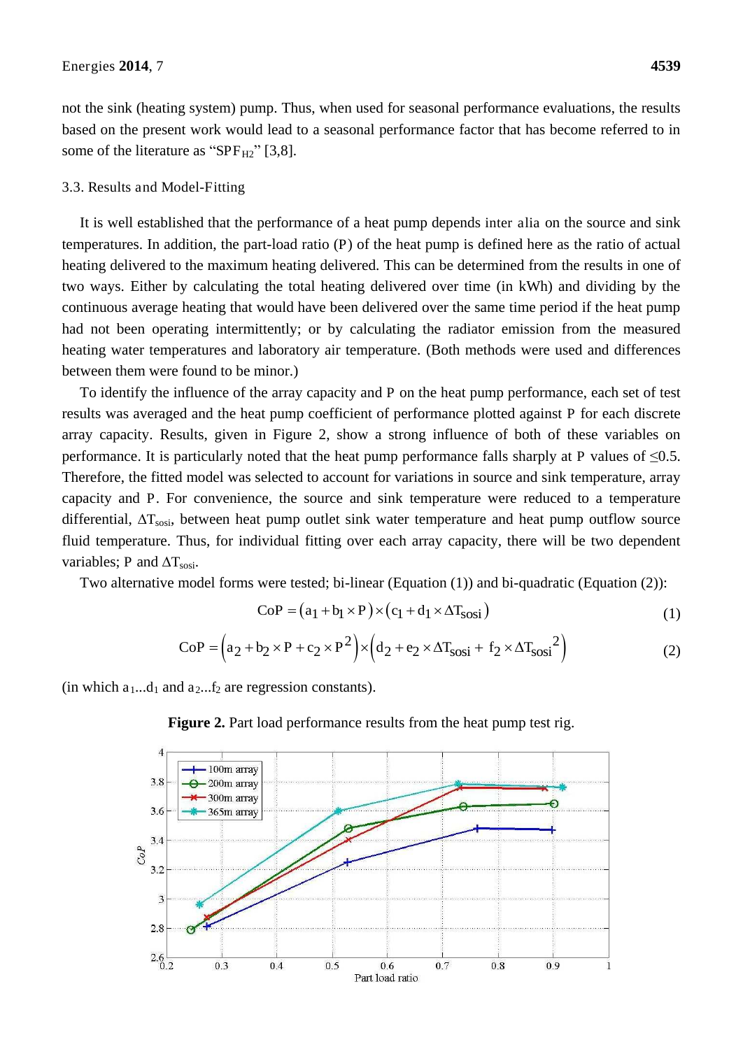not the sink (heating system) pump. Thus, when used for seasonal performance evaluations, the results based on the present work would lead to a seasonal performance factor that has become referred to in some of the literature as "$SPF_{H2}$" [3,8].

### 3.3. Results and Model-Fitting

It is well established that the performance of a heat pump depends inter alia on the source and sink temperatures. In addition, the part-load ratio (P) of the heat pump is defined here as the ratio of actual heating delivered to the maximum heating delivered. This can be determined from the results in one of two ways. Either by calculating the total heating delivered over time (in kWh) and dividing by the continuous average heating that would have been delivered over the same time period if the heat pump had not been operating intermittently; or by calculating the radiator emission from the measured heating water temperatures and laboratory air temperature. (Both methods were used and differences between them were found to be minor.)

To identify the influence of the array capacity and P on the heat pump performance, each set of test results was averaged and the heat pump coefficient of performance plotted against P for each discrete array capacity. Results, given in Figure 2, show a strong influence of both of these variables on performance. It is particularly noted that the heat pump performance falls sharply at P values of ≤0.5. Therefore, the fitted model was selected to account for variations in source and sink temperature, array capacity and P. For convenience, the source and sink temperature were reduced to a temperature differential, $\Delta T_{sosi}$, between heat pump outlet sink water temperature and heat pump outflow source fluid temperature. Thus, for individual fitting over each array capacity, there will be two dependent variables; P and $\Delta T_{sosi}$.

Two alternative model forms were tested; bi-linear (Equation (1)) and bi-quadratic (Equation (2)):

$$CoP = (a_1 + b_1 \times P) \times (c_1 + d_1 \times \Delta T_{sosi}) \quad (1)$$

$$CoP = \left(a_2 + b_2 \times P + c_2 \times P^2\right) \times \left(d_2 + e_2 \times \Delta T_{sosi} + f_2 \times \Delta T_{sosi}^2\right) \quad (2)$$

(in which $a_1$...$d_1$ and $a_2$...$f_2$ are regression constants).

**Figure 2.** Part load performance results from the heat pump test rig.

100m array
200m array
300m array
365m array
CoP
Part load ratio
4
3.8
3.6
3.4
3.2
3
2.8
2.6
0.2
0.3
0.4
0.5
0.6
0.7
0.8
0.9
1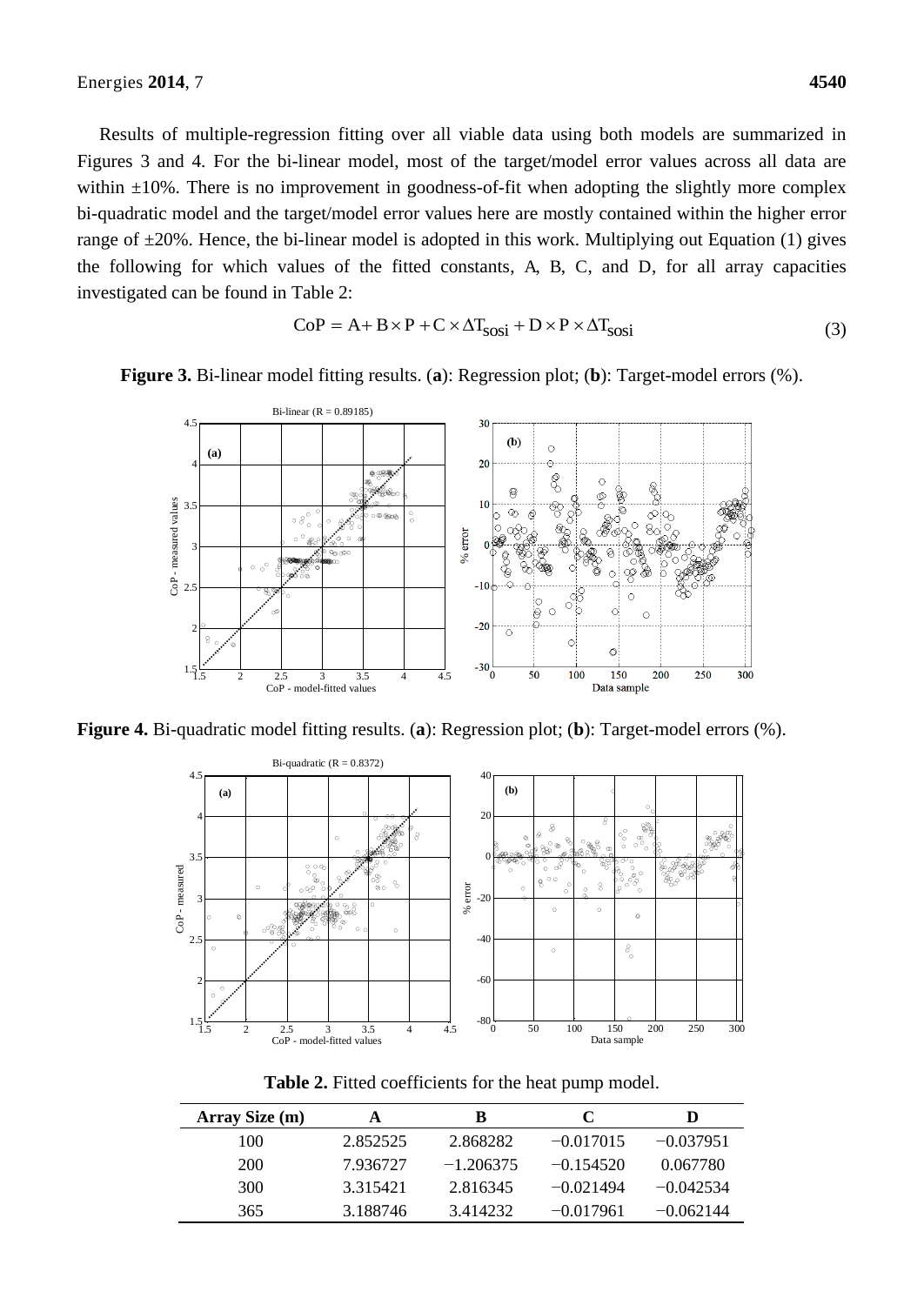Results of multiple-regression fitting over all viable data using both models are summarized in Figures 3 and 4. For the bi-linear model, most of the target/model error values across all data are within ±10%. There is no improvement in goodness-of-fit when adopting the slightly more complex bi-quadratic model and the target/model error values here are mostly contained within the higher error range of ±20%. Hence, the bi-linear model is adopted in this work. Multiplying out Equation (1) gives the following for which values of the fitted constants, A, B, C, and D, for all array capacities investigated can be found in Table 2:

$$CoP = A + B \times P + C \times \Delta T_{sosi} + D \times P \times \Delta T_{sosi} \tag{3}$$

**Figure 3.** Bi-linear model fitting results. (**a**): Regression plot; (**b**): Target-model errors (%).

Bi-linear (R = 0.89185)
(a)
CoP - measured values
CoP - model-fitted values
1.5 2 2.5 3 3.5 4 4.5
(b)
% error
Data sample
30 20 10 0 -10 -20 -30
0 50 100 150 200 250 300

**Figure 4.** Bi-quadratic model fitting results. (**a**): Regression plot; (**b**): Target-model errors (%).

Bi-quadratic (R = 0.8372)
(a)
CoP - measured
CoP - model-fitted values
1.5 2 2.5 3 3.5 4 4.5
(b)
% error
Data sample
40 20 0 -20 -40 -60 -80
0 50 100 150 200 250 300

**Table 2.** Fitted coefficients for the heat pump model.

| Array Size (m) | A | B | C | D |
|---|---|---|---|---|
| 100 | 2.852525 | 2.868282 | −0.017015 | −0.037951 |
| 200 | 7.936727 | −1.206375 | −0.154520 | 0.067780 |
| 300 | 3.315421 | 2.816345 | −0.021494 | −0.042534 |
| 365 | 3.188746 | 3.414232 | −0.017961 | −0.062144 |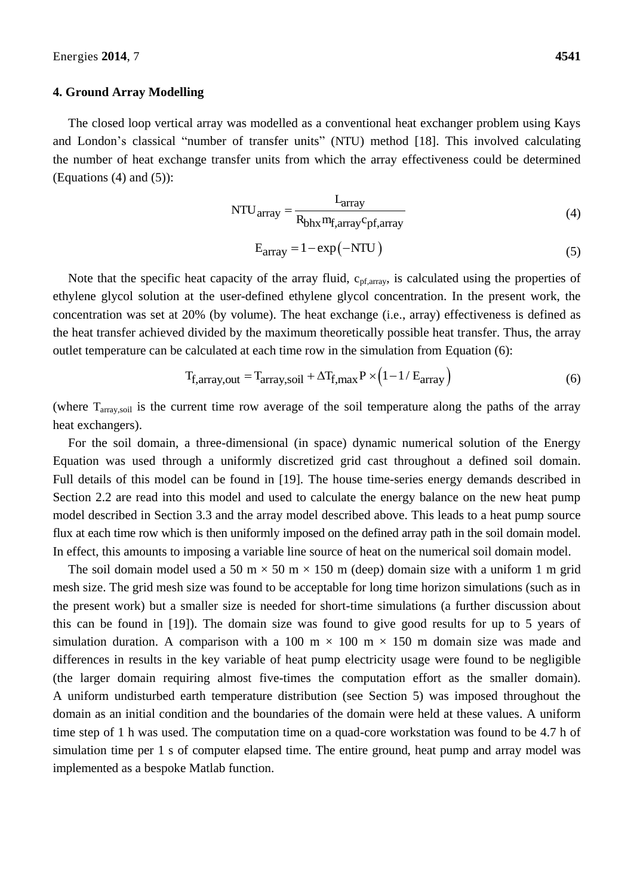## 4. Ground Array Modelling

The closed loop vertical array was modelled as a conventional heat exchanger problem using Kays and London's classical "number of transfer units" (NTU) method [18]. This involved calculating the number of heat exchange transfer units from which the array effectiveness could be determined (Equations (4) and (5)):

$$NTU_{array} = \frac{L_{array}}{R_{bhx} m_{f,array} c_{pf,array}} \tag{4}$$

$$E_{array} = 1 - \exp(-NTU) \tag{5}$$

Note that the specific heat capacity of the array fluid, $c_{pf,array}$, is calculated using the properties of ethylene glycol solution at the user-defined ethylene glycol concentration. In the present work, the concentration was set at 20% (by volume). The heat exchange (i.e., array) effectiveness is defined as the heat transfer achieved divided by the maximum theoretically possible heat transfer. Thus, the array outlet temperature can be calculated at each time row in the simulation from Equation (6):

$$T_{f,array,out} = T_{array,soil} + \Delta T_{f,max} P \times \left(1 - 1/E_{array}\right) \tag{6}$$

(where $T_{array,soil}$ is the current time row average of the soil temperature along the paths of the array heat exchangers).

For the soil domain, a three-dimensional (in space) dynamic numerical solution of the Energy Equation was used through a uniformly discretized grid cast throughout a defined soil domain. Full details of this model can be found in [19]. The house time-series energy demands described in Section 2.2 are read into this model and used to calculate the energy balance on the new heat pump model described in Section 3.3 and the array model described above. This leads to a heat pump source flux at each time row which is then uniformly imposed on the defined array path in the soil domain model. In effect, this amounts to imposing a variable line source of heat on the numerical soil domain model.

The soil domain model used a 50 m × 50 m × 150 m (deep) domain size with a uniform 1 m grid mesh size. The grid mesh size was found to be acceptable for long time horizon simulations (such as in the present work) but a smaller size is needed for short-time simulations (a further discussion about this can be found in [19]). The domain size was found to give good results for up to 5 years of simulation duration. A comparison with a 100 m × 100 m × 150 m domain size was made and differences in results in the key variable of heat pump electricity usage were found to be negligible (the larger domain requiring almost five-times the computation effort as the smaller domain). A uniform undisturbed earth temperature distribution (see Section 5) was imposed throughout the domain as an initial condition and the boundaries of the domain were held at these values. A uniform time step of 1 h was used. The computation time on a quad-core workstation was found to be 4.7 h of simulation time per 1 s of computer elapsed time. The entire ground, heat pump and array model was implemented as a bespoke Matlab function.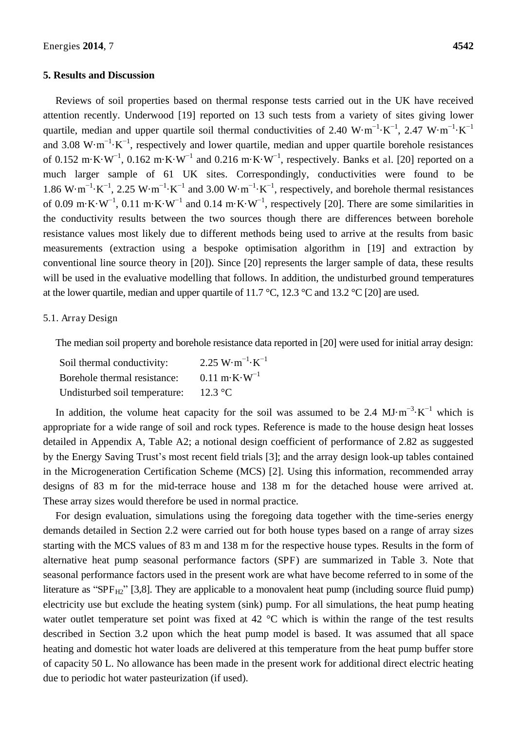## 5. Results and Discussion

Reviews of soil properties based on thermal response tests carried out in the UK have received attention recently. Underwood [19] reported on 13 such tests from a variety of sites giving lower quartile, median and upper quartile soil thermal conductivities of 2.40 $W \cdot m^{-1} \cdot K^{-1}$, 2.47 $W \cdot m^{-1} \cdot K^{-1}$ and 3.08 $W \cdot m^{-1} \cdot K^{-1}$, respectively and lower quartile, median and upper quartile borehole resistances of 0.152 $m \cdot K \cdot W^{-1}$, 0.162 $m \cdot K \cdot W^{-1}$ and 0.216 $m \cdot K \cdot W^{-1}$, respectively. Banks et al. [20] reported on a much larger sample of 61 UK sites. Correspondingly, conductivities were found to be 1.86 $W \cdot m^{-1} \cdot K^{-1}$, 2.25 $W \cdot m^{-1} \cdot K^{-1}$ and 3.00 $W \cdot m^{-1} \cdot K^{-1}$, respectively, and borehole thermal resistances of 0.09 $m \cdot K \cdot W^{-1}$, 0.11 $m \cdot K \cdot W^{-1}$ and 0.14 $m \cdot K \cdot W^{-1}$, respectively [20]. There are some similarities in the conductivity results between the two sources though there are differences between borehole resistance values most likely due to different methods being used to arrive at the results from basic measurements (extraction using a bespoke optimisation algorithm in [19] and extraction by conventional line source theory in [20]). Since [20] represents the larger sample of data, these results will be used in the evaluative modelling that follows. In addition, the undisturbed ground temperatures at the lower quartile, median and upper quartile of 11.7 °C, 12.3 °C and 13.2 °C [20] are used.

### 5.1. Array Design

The median soil property and borehole resistance data reported in [20] were used for initial array design:

| | |
|---|---|
| Soil thermal conductivity: | 2.25 $W \cdot m^{-1} \cdot K^{-1}$ |
| Borehole thermal resistance: | 0.11 $m \cdot K \cdot W^{-1}$ |
| Undisturbed soil temperature: | 12.3 °C |

In addition, the volume heat capacity for the soil was assumed to be 2.4 $MJ \cdot m^{-3} \cdot K^{-1}$ which is appropriate for a wide range of soil and rock types. Reference is made to the house design heat losses detailed in Appendix A, Table A2; a notional design coefficient of performance of 2.82 as suggested by the Energy Saving Trust's most recent field trials [3]; and the array design look-up tables contained in the Microgeneration Certification Scheme (MCS) [2]. Using this information, recommended array designs of 83 m for the mid-terrace house and 138 m for the detached house were arrived at. These array sizes would therefore be used in normal practice.

For design evaluation, simulations using the foregoing data together with the time-series energy demands detailed in Section 2.2 were carried out for both house types based on a range of array sizes starting with the MCS values of 83 m and 138 m for the respective house types. Results in the form of alternative heat pump seasonal performance factors (SPF) are summarized in Table 3. Note that seasonal performance factors used in the present work are what have become referred to in some of the literature as "$SPF_{H2}$" [3,8]. They are applicable to a monovalent heat pump (including source fluid pump) electricity use but exclude the heating system (sink) pump. For all simulations, the heat pump heating water outlet temperature set point was fixed at 42 °C which is within the range of the test results described in Section 3.2 upon which the heat pump model is based. It was assumed that all space heating and domestic hot water loads are delivered at this temperature from the heat pump buffer store of capacity 50 L. No allowance has been made in the present work for additional direct electric heating due to periodic hot water pasteurization (if used).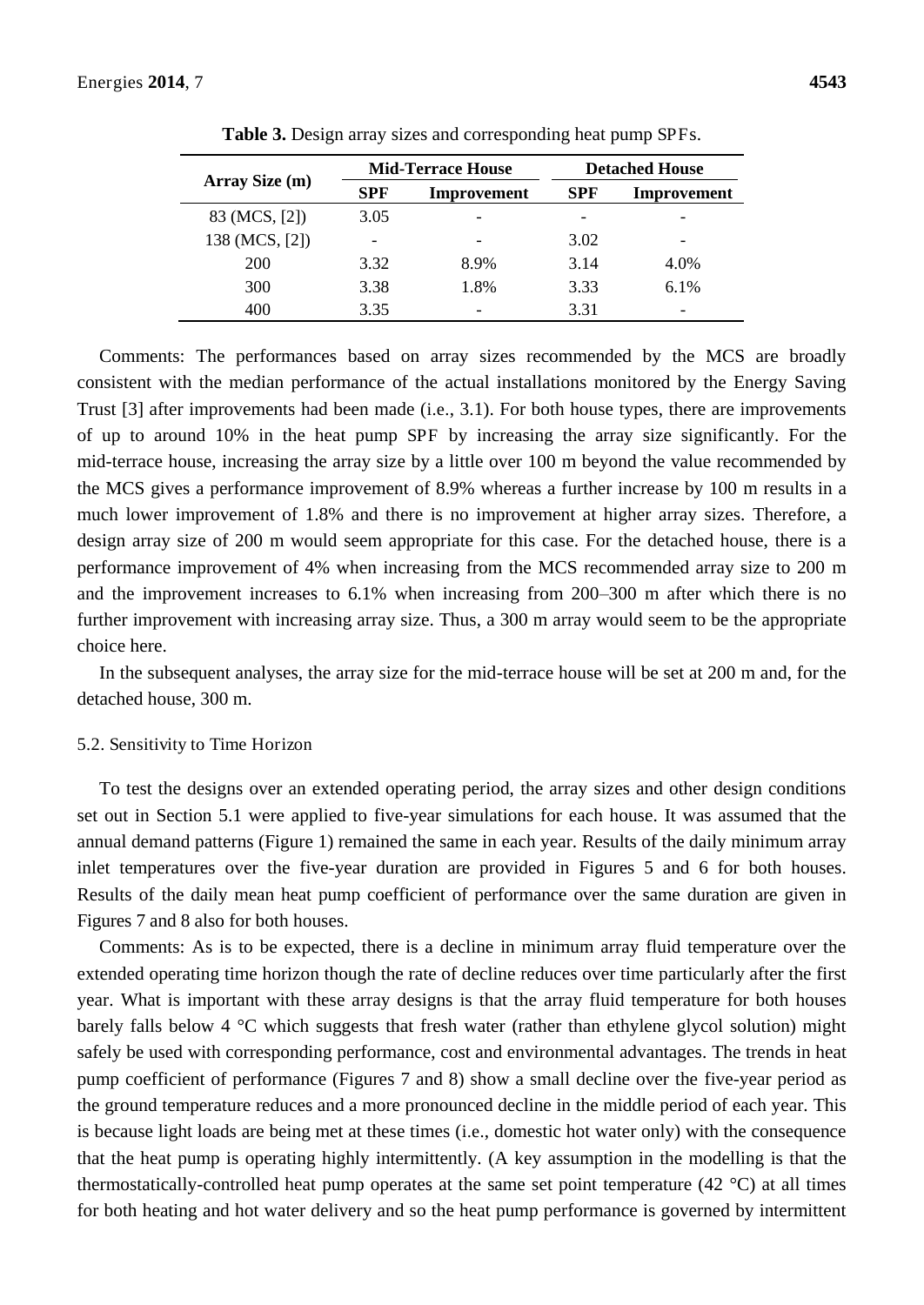**Table 3.** Design array sizes and corresponding heat pump SPFs.

| Array Size (m) | Mid-Terrace House | | Detached House | |
|---|---|---|---|---|
| | SPF | Improvement | SPF | Improvement |
| 83 (MCS, [2]) | 3.05 | - | - | - |
| 138 (MCS, [2]) | - | - | 3.02 | - |
| 200 | 3.32 | 8.9% | 3.14 | 4.0% |
| 300 | 3.38 | 1.8% | 3.33 | 6.1% |
| 400 | 3.35 | - | 3.31 | - |

Comments: The performances based on array sizes recommended by the MCS are broadly consistent with the median performance of the actual installations monitored by the Energy Saving Trust [3] after improvements had been made (i.e., 3.1). For both house types, there are improvements of up to around 10% in the heat pump SPF by increasing the array size significantly. For the mid-terrace house, increasing the array size by a little over 100 m beyond the value recommended by the MCS gives a performance improvement of 8.9% whereas a further increase by 100 m results in a much lower improvement of 1.8% and there is no improvement at higher array sizes. Therefore, a design array size of 200 m would seem appropriate for this case. For the detached house, there is a performance improvement of 4% when increasing from the MCS recommended array size to 200 m and the improvement increases to 6.1% when increasing from 200–300 m after which there is no further improvement with increasing array size. Thus, a 300 m array would seem to be the appropriate choice here.

In the subsequent analyses, the array size for the mid-terrace house will be set at 200 m and, for the detached house, 300 m.

### 5.2. Sensitivity to Time Horizon

To test the designs over an extended operating period, the array sizes and other design conditions set out in Section 5.1 were applied to five-year simulations for each house. It was assumed that the annual demand patterns (Figure 1) remained the same in each year. Results of the daily minimum array inlet temperatures over the five-year duration are provided in Figures 5 and 6 for both houses. Results of the daily mean heat pump coefficient of performance over the same duration are given in Figures 7 and 8 also for both houses.

Comments: As is to be expected, there is a decline in minimum array fluid temperature over the extended operating time horizon though the rate of decline reduces over time particularly after the first year. What is important with these array designs is that the array fluid temperature for both houses barely falls below 4 °C which suggests that fresh water (rather than ethylene glycol solution) might safely be used with corresponding performance, cost and environmental advantages. The trends in heat pump coefficient of performance (Figures 7 and 8) show a small decline over the five-year period as the ground temperature reduces and a more pronounced decline in the middle period of each year. This is because light loads are being met at these times (i.e., domestic hot water only) with the consequence that the heat pump is operating highly intermittently. (A key assumption in the modelling is that the thermostatically-controlled heat pump operates at the same set point temperature (42 °C) at all times for both heating and hot water delivery and so the heat pump performance is governed by intermittent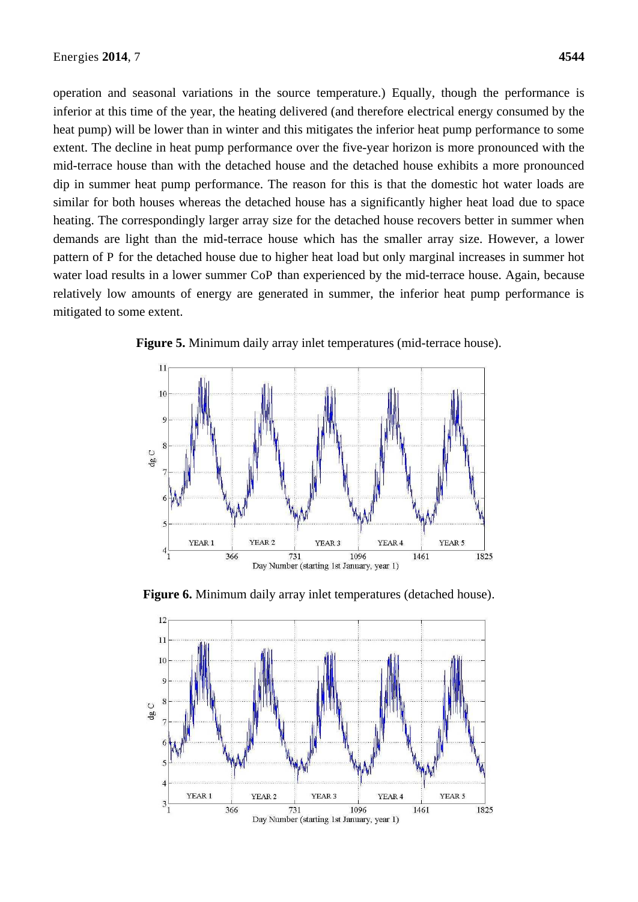operation and seasonal variations in the source temperature.) Equally, though the performance is inferior at this time of the year, the heating delivered (and therefore electrical energy consumed by the heat pump) will be lower than in winter and this mitigates the inferior heat pump performance to some extent. The decline in heat pump performance over the five-year horizon is more pronounced with the mid-terrace house than with the detached house and the detached house exhibits a more pronounced dip in summer heat pump performance. The reason for this is that the domestic hot water loads are similar for both houses whereas the detached house has a significantly higher heat load due to space heating. The correspondingly larger array size for the detached house recovers better in summer when demands are light than the mid-terrace house which has the smaller array size. However, a lower pattern of P for the detached house due to higher heat load but only marginal increases in summer hot water load results in a lower summer CoP than experienced by the mid-terrace house. Again, because relatively low amounts of energy are generated in summer, the inferior heat pump performance is mitigated to some extent.

**Figure 5.** Minimum daily array inlet temperatures (mid-terrace house).

dg C
11
10
9
8
7
6
5
4
YEAR 1
YEAR 2
YEAR 3
YEAR 4
YEAR 5
1
366
731
1096
1461
1825
Day Number (starting 1st January, year 1)

**Figure 6.** Minimum daily array inlet temperatures (detached house).

dg C
12
11
10
9
8
7
6
5
4
3
YEAR 1
YEAR 2
YEAR 3
YEAR 4
YEAR 5
1
366
731
1096
1461
1825
Day Number (starting 1st January, year 1)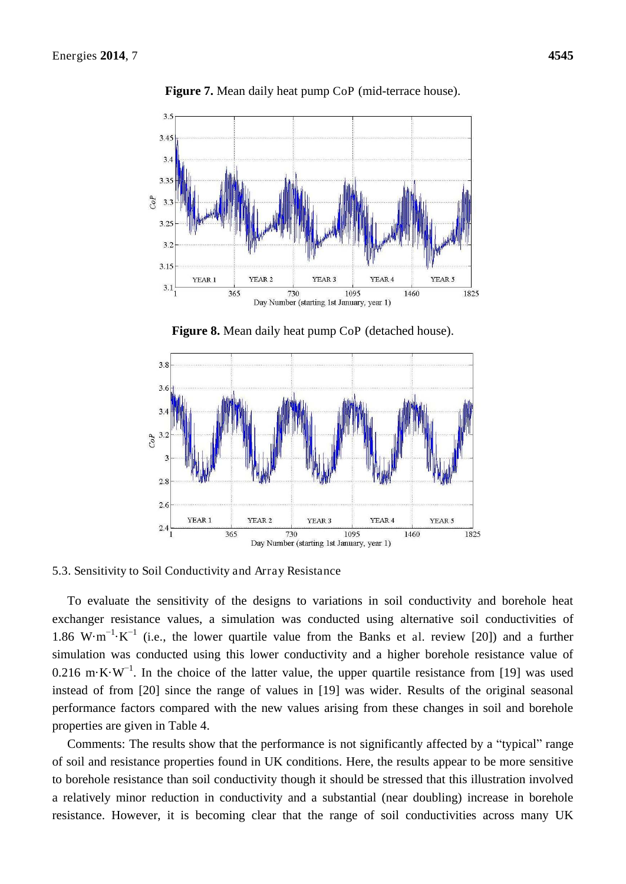**Figure 7.** Mean daily heat pump CoP (mid-terrace house).

3.5
3.45
3.4
3.35
3.3
3.25
3.2
3.15
3.1
CoP
YEAR 1
YEAR 2
YEAR 3
YEAR 4
YEAR 5
1
365
730
1095
1460
1825
Day Number (starting 1st January, year 1)

**Figure 8.** Mean daily heat pump CoP (detached house).

3.8
3.6
3.4
3.2
3
2.8
2.6
2.4
CoP
YEAR 1
YEAR 2
YEAR 3
YEAR 4
YEAR 5
1
365
730
1095
1460
1825
Day Number (starting 1st January, year 1)

### 5.3. Sensitivity to Soil Conductivity and Array Resistance

To evaluate the sensitivity of the designs to variations in soil conductivity and borehole heat exchanger resistance values, a simulation was conducted using alternative soil conductivities of 1.86 $W \cdot m^{-1} \cdot K^{-1}$ (i.e., the lower quartile value from the Banks et al. review [20]) and a further simulation was conducted using this lower conductivity and a higher borehole resistance value of 0.216 $m \cdot K \cdot W^{-1}$. In the choice of the latter value, the upper quartile resistance from [19] was used instead of from [20] since the range of values in [19] was wider. Results of the original seasonal performance factors compared with the new values arising from these changes in soil and borehole properties are given in Table 4.

Comments: The results show that the performance is not significantly affected by a "typical" range of soil and resistance properties found in UK conditions. Here, the results appear to be more sensitive to borehole resistance than soil conductivity though it should be stressed that this illustration involved a relatively minor reduction in conductivity and a substantial (near doubling) increase in borehole resistance. However, it is becoming clear that the range of soil conductivities across many UK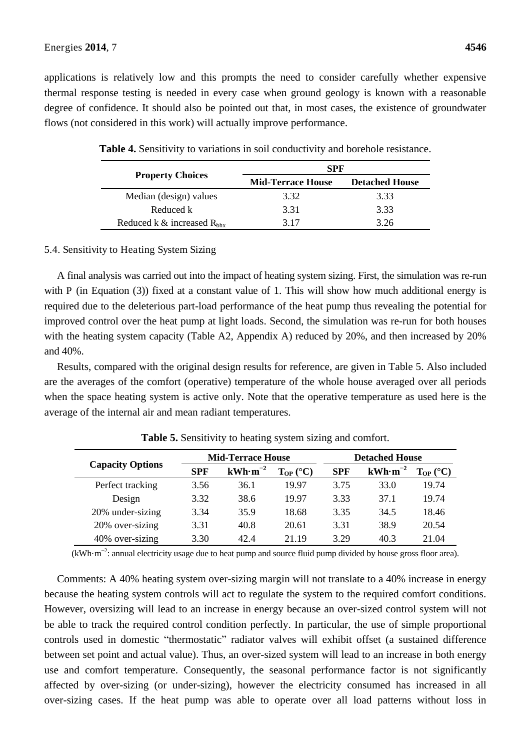applications is relatively low and this prompts the need to consider carefully whether expensive thermal response testing is needed in every case when ground geology is known with a reasonable degree of confidence. It should also be pointed out that, in most cases, the existence of groundwater flows (not considered in this work) will actually improve performance.

**Table 4.** Sensitivity to variations in soil conductivity and borehole resistance.

| Property Choices | SPF | |
|---|---|---|
| | Mid-Terrace House | Detached House |
| Median (design) values | 3.32 | 3.33 |
| Reduced k | 3.31 | 3.33 |
| Reduced k & increased $R_{bhx}$ | 3.17 | 3.26 |

### 5.4. Sensitivity to Heating System Sizing

A final analysis was carried out into the impact of heating system sizing. First, the simulation was re-run with P (in Equation (3)) fixed at a constant value of 1. This will show how much additional energy is required due to the deleterious part-load performance of the heat pump thus revealing the potential for improved control over the heat pump at light loads. Second, the simulation was re-run for both houses with the heating system capacity (Table A2, Appendix A) reduced by 20%, and then increased by 20% and 40%.

Results, compared with the original design results for reference, are given in Table 5. Also included are the averages of the comfort (operative) temperature of the whole house averaged over all periods when the space heating system is active only. Note that the operative temperature as used here is the average of the internal air and mean radiant temperatures.

**Table 5.** Sensitivity to heating system sizing and comfort.

| Capacity Options | Mid-Terrace House | | | Detached House | | |
|---|---|---|---|---|---|---|
| | SPF | $kWh{\cdot}m^{-2}$ | $T_{OP}$ (°C) | SPF | $kWh{\cdot}m^{-2}$ | $T_{OP}$ (°C) |
| Perfect tracking | 3.56 | 36.1 | 19.97 | 3.75 | 33.0 | 19.74 |
| Design | 3.32 | 38.6 | 19.97 | 3.33 | 37.1 | 19.74 |
| 20% under-sizing | 3.34 | 35.9 | 18.68 | 3.35 | 34.5 | 18.46 |
| 20% over-sizing | 3.31 | 40.8 | 20.61 | 3.31 | 38.9 | 20.54 |
| 40% over-sizing | 3.30 | 42.4 | 21.19 | 3.29 | 40.3 | 21.04 |

($kWh{\cdot}m^{-2}$: annual electricity usage due to heat pump and source fluid pump divided by house gross floor area).

Comments: A 40% heating system over-sizing margin will not translate to a 40% increase in energy because the heating system controls will act to regulate the system to the required comfort conditions. However, oversizing will lead to an increase in energy because an over-sized control system will not be able to track the required control condition perfectly. In particular, the use of simple proportional controls used in domestic "thermostatic" radiator valves will exhibit offset (a sustained difference between set point and actual value). Thus, an over-sized system will lead to an increase in both energy use and comfort temperature. Consequently, the seasonal performance factor is not significantly affected by over-sizing (or under-sizing), however the electricity consumed has increased in all over-sizing cases. If the heat pump was able to operate over all load patterns without loss in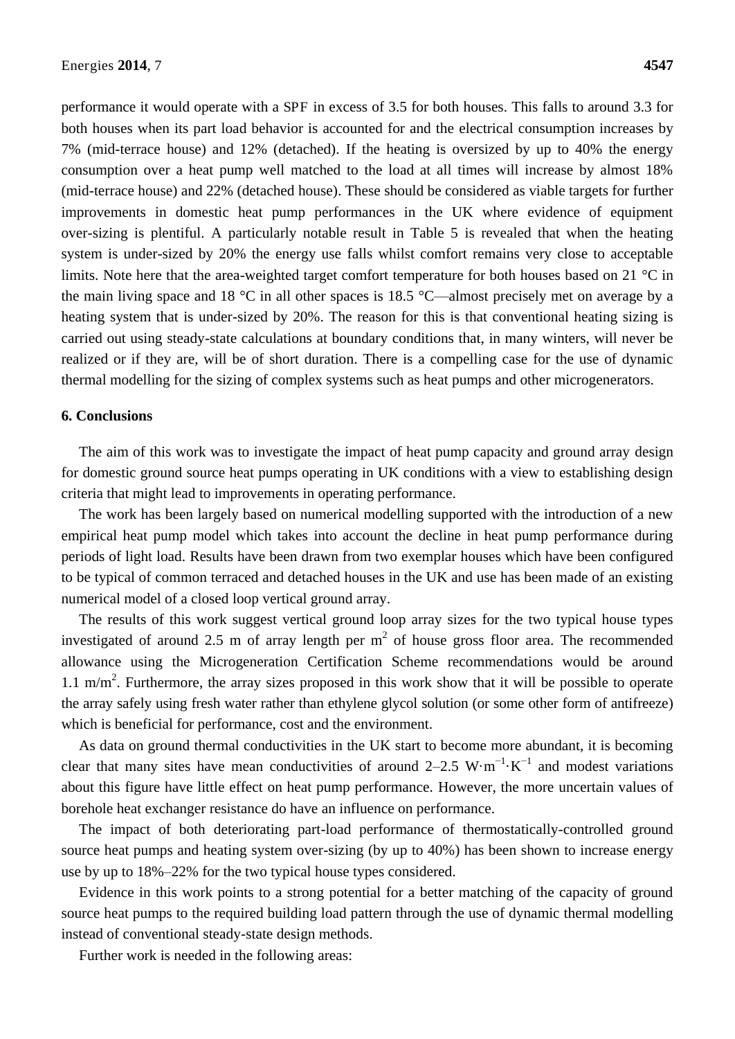performance it would operate with a SPF in excess of 3.5 for both houses. This falls to around 3.3 for both houses when its part load behavior is accounted for and the electrical consumption increases by 7% (mid-terrace house) and 12% (detached). If the heating is oversized by up to 40% the energy consumption over a heat pump well matched to the load at all times will increase by almost 18% (mid-terrace house) and 22% (detached house). These should be considered as viable targets for further improvements in domestic heat pump performances in the UK where evidence of equipment over-sizing is plentiful. A particularly notable result in Table 5 is revealed that when the heating system is under-sized by 20% the energy use falls whilst comfort remains very close to acceptable limits. Note here that the area-weighted target comfort temperature for both houses based on 21 °C in the main living space and 18 °C in all other spaces is 18.5 °C—almost precisely met on average by a heating system that is under-sized by 20%. The reason for this is that conventional heating sizing is carried out using steady-state calculations at boundary conditions that, in many winters, will never be realized or if they are, will be of short duration. There is a compelling case for the use of dynamic thermal modelling for the sizing of complex systems such as heat pumps and other microgenerators.

## 6. Conclusions

The aim of this work was to investigate the impact of heat pump capacity and ground array design for domestic ground source heat pumps operating in UK conditions with a view to establishing design criteria that might lead to improvements in operating performance.

The work has been largely based on numerical modelling supported with the introduction of a new empirical heat pump model which takes into account the decline in heat pump performance during periods of light load. Results have been drawn from two exemplar houses which have been configured to be typical of common terraced and detached houses in the UK and use has been made of an existing numerical model of a closed loop vertical ground array.

The results of this work suggest vertical ground loop array sizes for the two typical house types investigated of around 2.5 m of array length per $m^2$ of house gross floor area. The recommended allowance using the Microgeneration Certification Scheme recommendations would be around 1.1 $m/m^2$. Furthermore, the array sizes proposed in this work show that it will be possible to operate the array safely using fresh water rather than ethylene glycol solution (or some other form of antifreeze) which is beneficial for performance, cost and the environment.

As data on ground thermal conductivities in the UK start to become more abundant, it is becoming clear that many sites have mean conductivities of around 2–2.5 $W \cdot m^{-1} \cdot K^{-1}$ and modest variations about this figure have little effect on heat pump performance. However, the more uncertain values of borehole heat exchanger resistance do have an influence on performance.

The impact of both deteriorating part-load performance of thermostatically-controlled ground source heat pumps and heating system over-sizing (by up to 40%) has been shown to increase energy use by up to 18%–22% for the two typical house types considered.

Evidence in this work points to a strong potential for a better matching of the capacity of ground source heat pumps to the required building load pattern through the use of dynamic thermal modelling instead of conventional steady-state design methods.

Further work is needed in the following areas: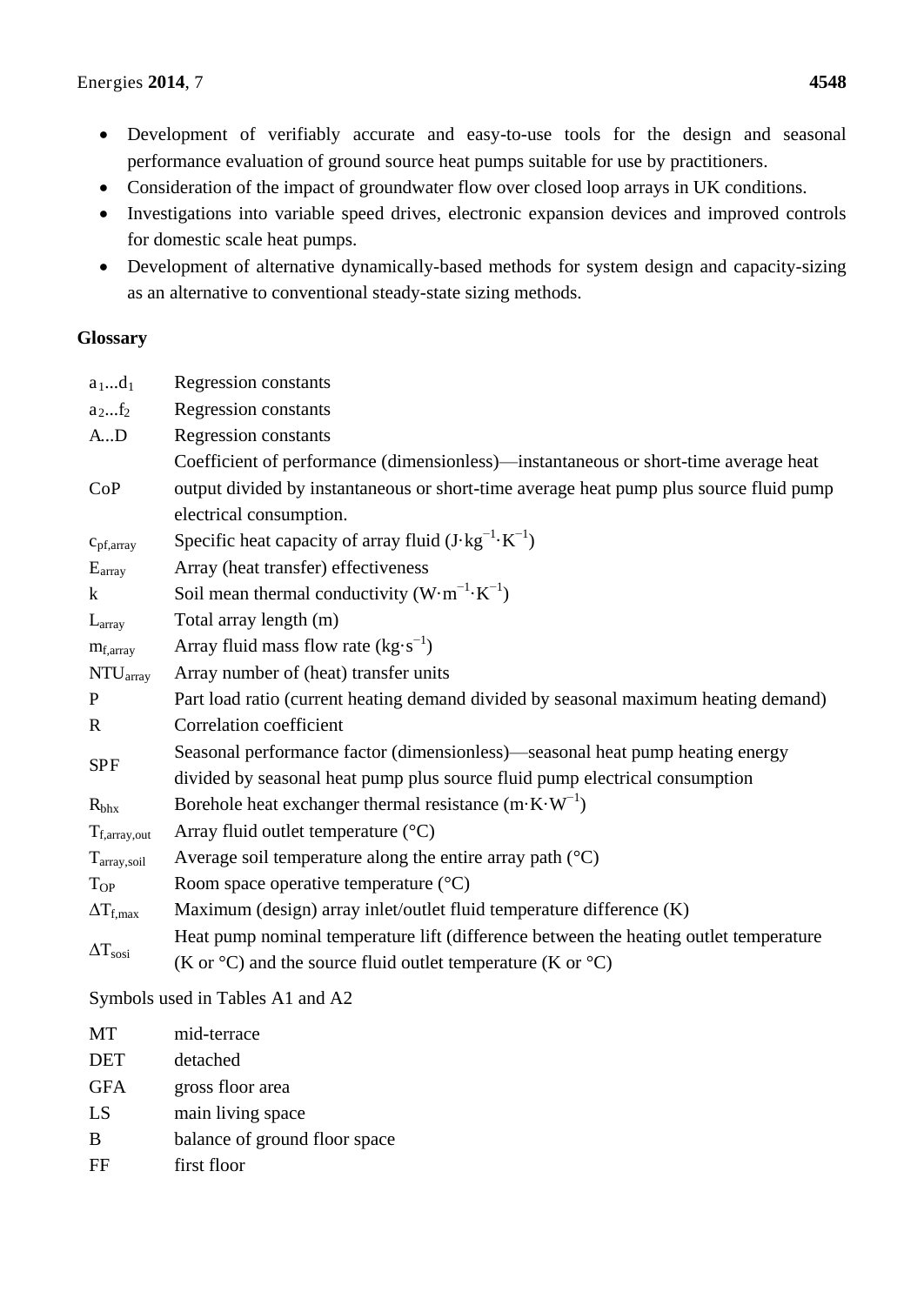- Development of verifiably accurate and easy-to-use tools for the design and seasonal performance evaluation of ground source heat pumps suitable for use by practitioners.
- Consideration of the impact of groundwater flow over closed loop arrays in UK conditions.
- Investigations into variable speed drives, electronic expansion devices and improved controls for domestic scale heat pumps.
- Development of alternative dynamically-based methods for system design and capacity-sizing as an alternative to conventional steady-state sizing methods.

**Glossary**

| | |
|---|---|
| $a_1...d_1$ | Regression constants |
| $a_2...f_2$ | Regression constants |
| A...D | Regression constants |
| CoP | Coefficient of performance (dimensionless)—instantaneous or short-time average heat output divided by instantaneous or short-time average heat pump plus source fluid pump electrical consumption. |
| $c_{pf,array}$ | Specific heat capacity of array fluid ($J \cdot kg^{-1} \cdot K^{-1}$) |
| $E_{array}$ | Array (heat transfer) effectiveness |
| k | Soil mean thermal conductivity ($W \cdot m^{-1} \cdot K^{-1}$) |
| $L_{array}$ | Total array length (m) |
| $m_{f,array}$ | Array fluid mass flow rate ($kg \cdot s^{-1}$) |
| $NTU_{array}$ | Array number of (heat) transfer units |
| P | Part load ratio (current heating demand divided by seasonal maximum heating demand) |
| R | Correlation coefficient |
| SPF | Seasonal performance factor (dimensionless)—seasonal heat pump heating energy divided by seasonal heat pump plus source fluid pump electrical consumption |
| $R_{bhx}$ | Borehole heat exchanger thermal resistance ($m \cdot K \cdot W^{-1}$) |
| $T_{f,array,out}$ | Array fluid outlet temperature (°C) |
| $T_{array,soil}$ | Average soil temperature along the entire array path (°C) |
| $T_{OP}$ | Room space operative temperature (°C) |
| $\Delta T_{f,max}$ | Maximum (design) array inlet/outlet fluid temperature difference (K) |
| $\Delta T_{sosi}$ | Heat pump nominal temperature lift (difference between the heating outlet temperature (K or °C) and the source fluid outlet temperature (K or °C) |

Symbols used in Tables A1 and A2

| | |
|---|---|
| MT | mid-terrace |
| DET | detached |
| GFA | gross floor area |
| LS | main living space |
| B | balance of ground floor space |
| FF | first floor |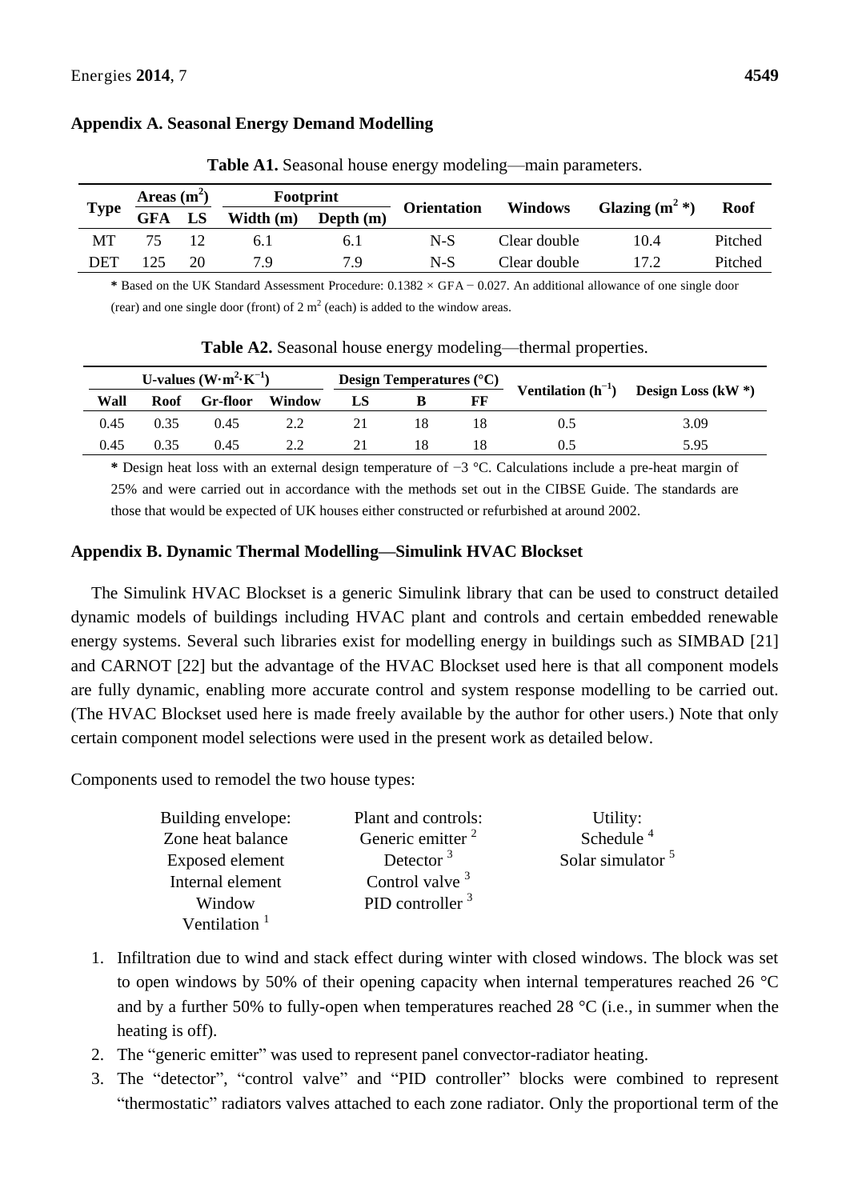## Appendix A. Seasonal Energy Demand Modelling

**Table A1.** Seasonal house energy modeling—main parameters.

| Type | Areas ($m^2$) | | Footprint | | Orientation | Windows | Glazing ($m^2$ *) | Roof |
|---|---|---|---|---|---|---|---|---|
| | GFA | LS | Width (m) | Depth (m) | | | | |
| MT | 75 | 12 | 6.1 | 6.1 | N-S | Clear double | 10.4 | Pitched |
| DET | 125 | 20 | 7.9 | 7.9 | N-S | Clear double | 17.2 | Pitched |

* Based on the UK Standard Assessment Procedure: 0.1382 × GFA − 0.027. An additional allowance of one single door (rear) and one single door (front) of 2 $m^2$ (each) is added to the window areas.

**Table A2.** Seasonal house energy modeling—thermal properties.

| U-values ($W{\cdot}m^2{\cdot}K^{-1}$) | | | | Design Temperatures (°C) | | | Ventilation ($h^{-1}$) | Design Loss (kW *) |
|---|---|---|---|---|---|---|---|---|
| Wall | Roof | Gr-floor | Window | LS | B | FF | | |
| 0.45 | 0.35 | 0.45 | 2.2 | 21 | 18 | 18 | 0.5 | 3.09 |
| 0.45 | 0.35 | 0.45 | 2.2 | 21 | 18 | 18 | 0.5 | 5.95 |

* Design heat loss with an external design temperature of −3 °C. Calculations include a pre-heat margin of 25% and were carried out in accordance with the methods set out in the CIBSE Guide. The standards are those that would be expected of UK houses either constructed or refurbished at around 2002.

## Appendix B. Dynamic Thermal Modelling—Simulink HVAC Blockset

The Simulink HVAC Blockset is a generic Simulink library that can be used to construct detailed dynamic models of buildings including HVAC plant and controls and certain embedded renewable energy systems. Several such libraries exist for modelling energy in buildings such as SIMBAD [21] and CARNOT [22] but the advantage of the HVAC Blockset used here is that all component models are fully dynamic, enabling more accurate control and system response modelling to be carried out. (The HVAC Blockset used here is made freely available by the author for other users.) Note that only certain component model selections were used in the present work as detailed below.

Components used to remodel the two house types:

| Building envelope: | Plant and controls: | Utility: |
|---|---|---|
| Zone heat balance | Generic emitter [2] | Schedule [4] |
| Exposed element | Detector [3] | Solar simulator [5] |
| Internal element | Control valve [3] | |
| Window | PID controller [3] | |
| Ventilation [1] | | |

1. Infiltration due to wind and stack effect during winter with closed windows. The block was set to open windows by 50% of their opening capacity when internal temperatures reached 26 °C and by a further 50% to fully-open when temperatures reached 28 °C (i.e., in summer when the heating is off).
2. The "generic emitter" was used to represent panel convector-radiator heating.
3. The "detector", "control valve" and "PID controller" blocks were combined to represent "thermostatic" radiators valves attached to each zone radiator. Only the proportional term of the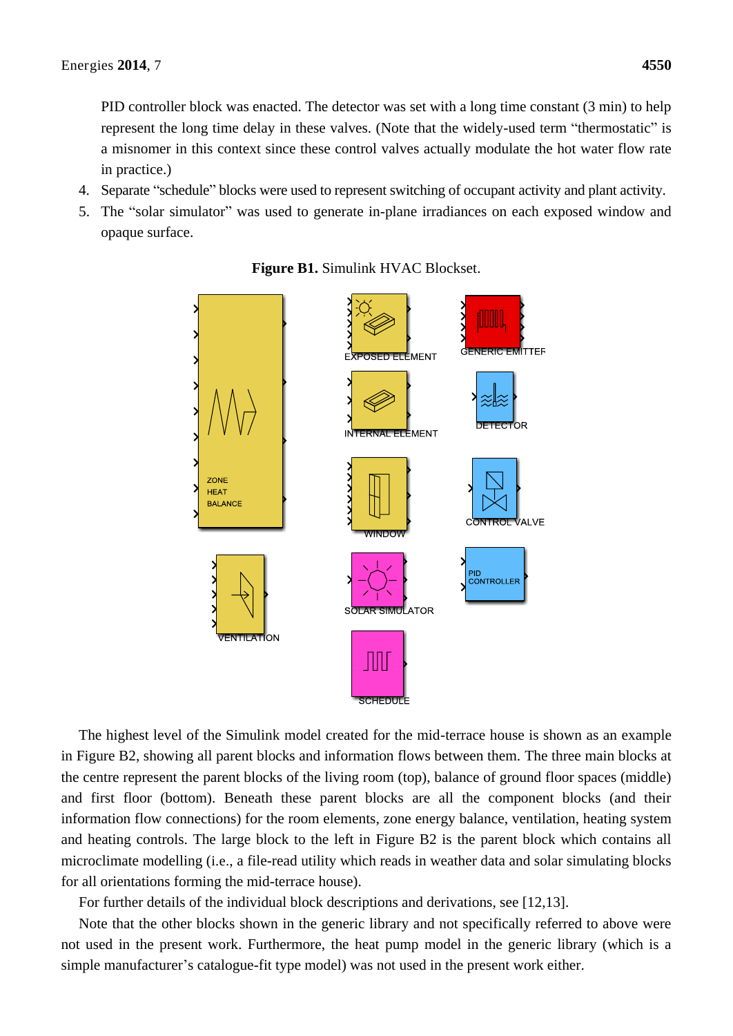PID controller block was enacted. The detector was set with a long time constant (3 min) to help represent the long time delay in these valves. (Note that the widely-used term "thermostatic" is a misnomer in this context since these control valves actually modulate the hot water flow rate in practice.)

4. Separate "schedule" blocks were used to represent switching of occupant activity and plant activity.
5. The "solar simulator" was used to generate in-plane irradiances on each exposed window and opaque surface.

**Figure B1.** Simulink HVAC Blockset.

ZONE HEAT BALANCE

EXPOSED ELEMENT

GENERIC EMITTER

INTERNAL ELEMENT

DETECTOR

WINDOW

CONTROL VALVE

VENTILATION

SOLAR SIMULATOR

PID CONTROLLER

SCHEDULE

The highest level of the Simulink model created for the mid-terrace house is shown as an example in Figure B2, showing all parent blocks and information flows between them. The three main blocks at the centre represent the parent blocks of the living room (top), balance of ground floor spaces (middle) and first floor (bottom). Beneath these parent blocks are all the component blocks (and their information flow connections) for the room elements, zone energy balance, ventilation, heating system and heating controls. The large block to the left in Figure B2 is the parent block which contains all microclimate modelling (i.e., a file-read utility which reads in weather data and solar simulating blocks for all orientations forming the mid-terrace house).

For further details of the individual block descriptions and derivations, see [12,13].

Note that the other blocks shown in the generic library and not specifically referred to above were not used in the present work. Furthermore, the heat pump model in the generic library (which is a simple manufacturer's catalogue-fit type model) was not used in the present work either.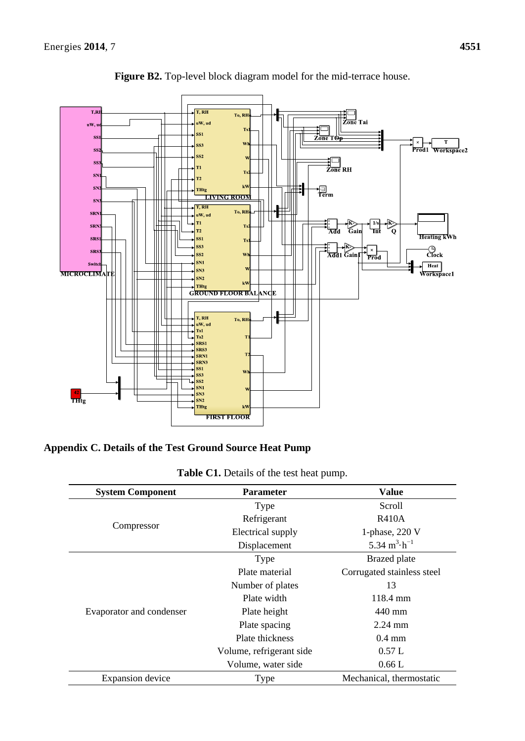**Figure B2.** Top-level block diagram model for the mid-terrace house.

T,RH
uW, ud
SS1
SS2
SS3
SN1
SN2
SN3
SRN1
SRN3
SRS1
SRS3
Switch
MICROCLIMATE

T, RH
uW, ud
SS1
SS3
SS2
T1
T2
THtg
To, RH
Ts1
Wh
W
Ts2
kW
LIVING ROOM

T, RH
uW, ud
T1
T2
SS1
SS3
SS2
SN1
SN3
SN2
THtg
To, RH
Ts2
Ts1
Wh
W
kW
GROUND FLOOR BALANCE

T, RH
uW, ud
Ts1
Ts2
SRS1
SRS3
SRN1
SRN3
SS1
SS3
SS2
SN1
SN3
SN2
THtg
To, RH
T1
T2
Wh
W
kW
FIRST FLOOR

21
THtg

Zone Tai
Zone TOp
Zone RH
Term
Prod1
T
Workspace2
Add
Gain
1/s
Int
Q
Heating kWh
Add1
Gain1
Prod
Clock
Heat
Workspace1

## Appendix C. Details of the Test Ground Source Heat Pump

**Table C1.** Details of the test heat pump.

| System Component | Parameter | Value |
|---|---|---|
| Compressor | Type | Scroll |
| | Refrigerant | R410A |
| | Electrical supply | 1-phase, 220 V |
| | Displacement | $5.34\ m^3 \cdot h^{-1}$ |
| Evaporator and condenser | Type | Brazed plate |
| | Plate material | Corrugated stainless steel |
| | Number of plates | 13 |
| | Plate width | 118.4 mm |
| | Plate height | 440 mm |
| | Plate spacing | 2.24 mm |
| | Plate thickness | 0.4 mm |
| | Volume, refrigerant side | 0.57 L |
| | Volume, water side | 0.66 L |
| Expansion device | Type | Mechanical, thermostatic |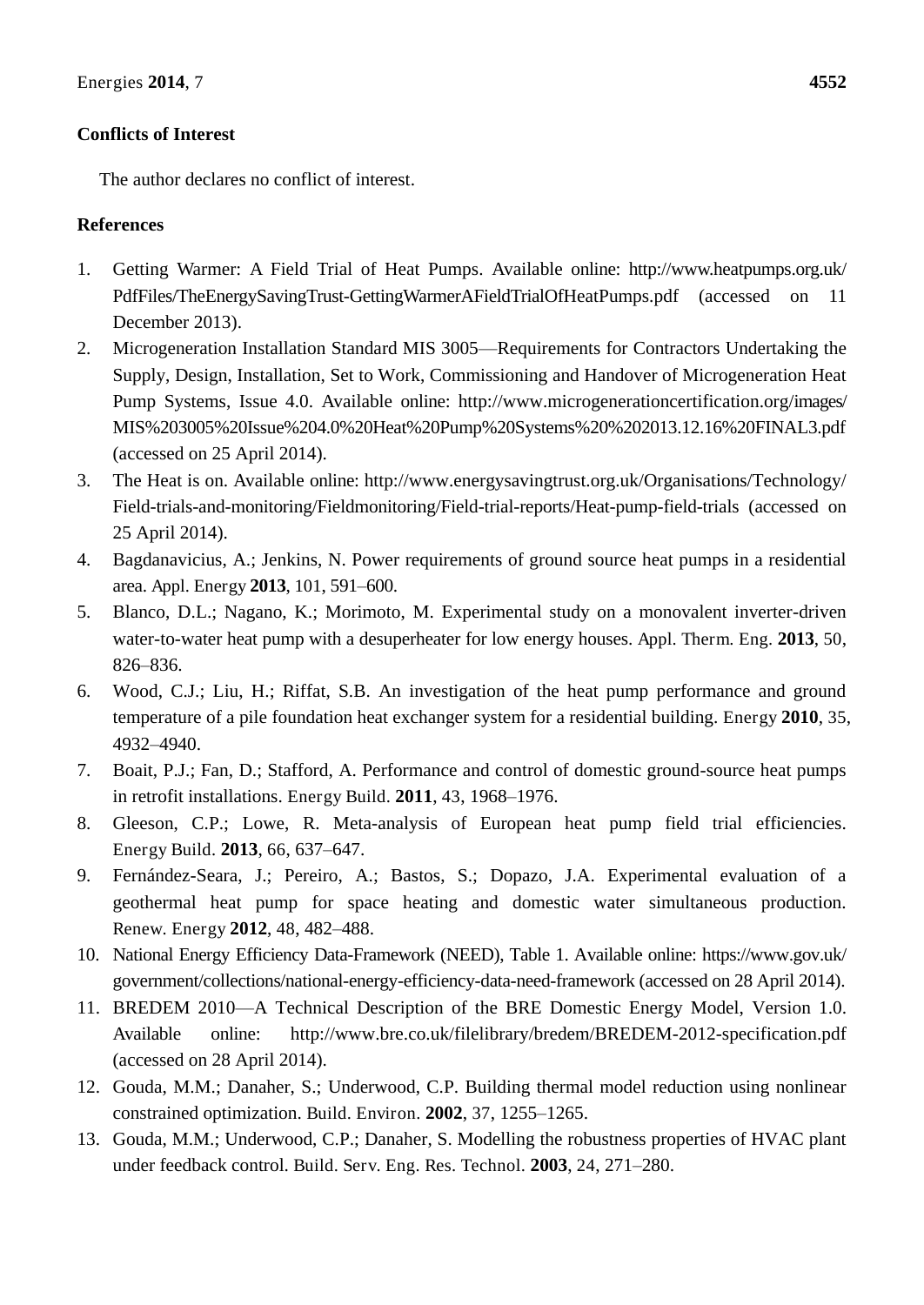## Conflicts of Interest

The author declares no conflict of interest.

## References

1. Getting Warmer: A Field Trial of Heat Pumps. Available online: http://www.heatpumps.org.uk/PdfFiles/TheEnergySavingTrust-GettingWarmerAFieldTrialOfHeatPumps.pdf (accessed on 11 December 2013).
2. Microgeneration Installation Standard MIS 3005—Requirements for Contractors Undertaking the Supply, Design, Installation, Set to Work, Commissioning and Handover of Microgeneration Heat Pump Systems, Issue 4.0. Available online: http://www.microgenerationcertification.org/images/MIS%203005%20Issue%204.0%20Heat%20Pump%20Systems%20%202013.12.16%20FINAL3.pdf (accessed on 25 April 2014).
3. The Heat is on. Available online: http://www.energysavingtrust.org.uk/Organisations/Technology/Field-trials-and-monitoring/Fieldmonitoring/Field-trial-reports/Heat-pump-field-trials (accessed on 25 April 2014).
4. Bagdanavicius, A.; Jenkins, N. Power requirements of ground source heat pumps in a residential area. Appl. Energy **2013**, 101, 591–600.
5. Blanco, D.L.; Nagano, K.; Morimoto, M. Experimental study on a monovalent inverter-driven water-to-water heat pump with a desuperheater for low energy houses. Appl. Therm. Eng. **2013**, 50, 826–836.
6. Wood, C.J.; Liu, H.; Riffat, S.B. An investigation of the heat pump performance and ground temperature of a pile foundation heat exchanger system for a residential building. Energy **2010**, 35, 4932–4940.
7. Boait, P.J.; Fan, D.; Stafford, A. Performance and control of domestic ground-source heat pumps in retrofit installations. Energy Build. **2011**, 43, 1968–1976.
8. Gleeson, C.P.; Lowe, R. Meta-analysis of European heat pump field trial efficiencies. Energy Build. **2013**, 66, 637–647.
9. Fernández-Seara, J.; Pereiro, A.; Bastos, S.; Dopazo, J.A. Experimental evaluation of a geothermal heat pump for space heating and domestic water simultaneous production. Renew. Energy **2012**, 48, 482–488.
10. National Energy Efficiency Data-Framework (NEED), Table 1. Available online: https://www.gov.uk/government/collections/national-energy-efficiency-data-need-framework (accessed on 28 April 2014).
11. BREDEM 2010—A Technical Description of the BRE Domestic Energy Model, Version 1.0. Available online: http://www.bre.co.uk/filelibrary/bredem/BREDEM-2012-specification.pdf (accessed on 28 April 2014).
12. Gouda, M.M.; Danaher, S.; Underwood, C.P. Building thermal model reduction using nonlinear constrained optimization. Build. Environ. **2002**, 37, 1255–1265.
13. Gouda, M.M.; Underwood, C.P.; Danaher, S. Modelling the robustness properties of HVAC plant under feedback control. Build. Serv. Eng. Res. Technol. **2003**, 24, 271–280.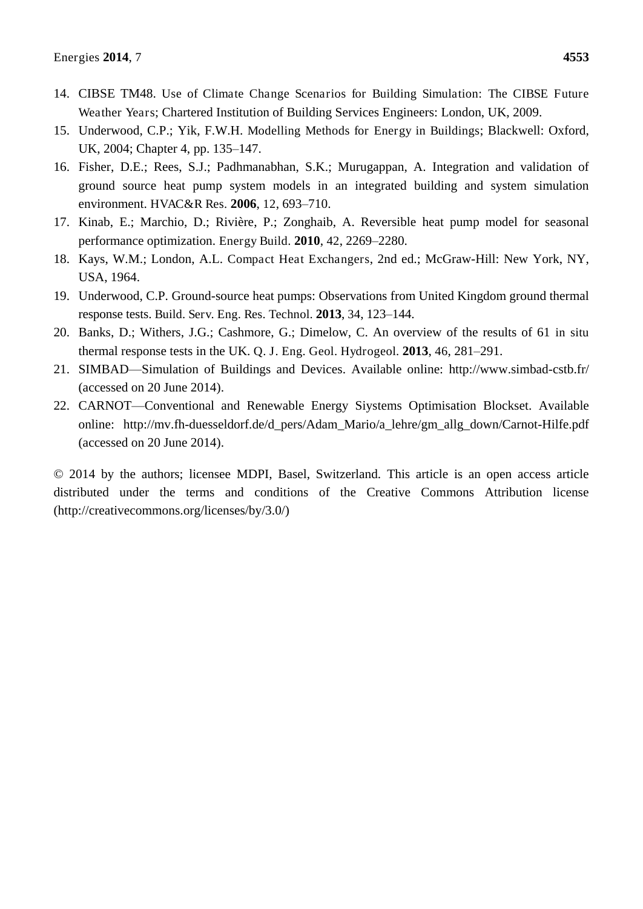14. CIBSE TM48. *Use of Climate Change Scenarios for Building Simulation: The CIBSE Future Weather Years*; Chartered Institution of Building Services Engineers: London, UK, 2009.
15. Underwood, C.P.; Yik, F.W.H. *Modelling Methods for Energy in Buildings*; Blackwell: Oxford, UK, 2004; Chapter 4, pp. 135–147.
16. Fisher, D.E.; Rees, S.J.; Padhmanabhan, S.K.; Murugappan, A. Integration and validation of ground source heat pump system models in an integrated building and system simulation environment. *HVAC&R Res.* **2006**, *12*, 693–710.
17. Kinab, E.; Marchio, D.; Rivière, P.; Zonghaib, A. Reversible heat pump model for seasonal performance optimization. *Energy Build.* **2010**, *42*, 2269–2280.
18. Kays, W.M.; London, A.L. *Compact Heat Exchangers*, 2nd ed.; McGraw-Hill: New York, NY, USA, 1964.
19. Underwood, C.P. Ground-source heat pumps: Observations from United Kingdom ground thermal response tests. *Build. Serv. Eng. Res. Technol.* **2013**, *34*, 123–144.
20. Banks, D.; Withers, J.G.; Cashmore, G.; Dimelow, C. An overview of the results of 61 *in situ* thermal response tests in the UK. *Q. J. Eng. Geol. Hydrogeol.* **2013**, *46*, 281–291.
21. SIMBAD—Simulation of Buildings and Devices. Available online: http://www.simbad-cstb.fr/ (accessed on 20 June 2014).
22. CARNOT—Conventional and Renewable Energy Siystems Optimisation Blockset. Available online: http://mv.fh-duesseldorf.de/d_pers/Adam_Mario/a_lehre/gm_allg_down/Carnot-Hilfe.pdf (accessed on 20 June 2014).

© 2014 by the authors; licensee MDPI, Basel, Switzerland. This article is an open access article distributed under the terms and conditions of the Creative Commons Attribution license (http://creativecommons.org/licenses/by/3.0/)